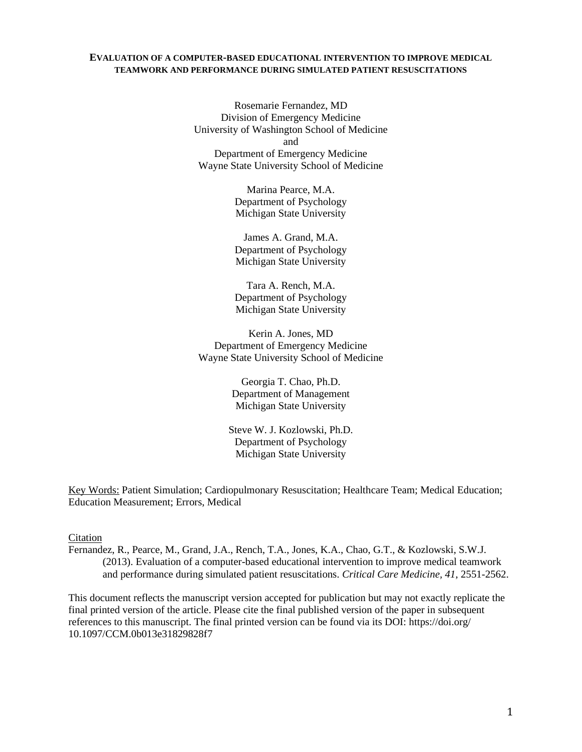# EVALUATION OF A COMPUTER-BASED EDUCATIONAL INTERVENTION TO IMPROVE MEDICAL TEAMWORK AND PERFORMANCE DURING SIMULATED PATIENT RESUSCITATIONS

Rosemarie Fernandez, MD
Division of Emergency Medicine
University of Washington School of Medicine
and
Department of Emergency Medicine
Wayne State University School of Medicine

Marina Pearce, M.A.
Department of Psychology
Michigan State University

James A. Grand, M.A.
Department of Psychology
Michigan State University

Tara A. Rench, M.A.
Department of Psychology
Michigan State University

Kerin A. Jones, MD
Department of Emergency Medicine
Wayne State University School of Medicine

Georgia T. Chao, Ph.D.
Department of Management
Michigan State University

Steve W. J. Kozlowski, Ph.D.
Department of Psychology
Michigan State University

Key Words: Patient Simulation; Cardiopulmonary Resuscitation; Healthcare Team; Medical Education; Education Measurement; Errors, Medical

Citation

Fernandez, R., Pearce, M., Grand, J.A., Rench, T.A., Jones, K.A., Chao, G.T., & Kozlowski, S.W.J. (2013). Evaluation of a computer-based educational intervention to improve medical teamwork and performance during simulated patient resuscitations. *Critical Care Medicine, 41*, 2551-2562.

This document reflects the manuscript version accepted for publication but may not exactly replicate the final printed version of the article. Please cite the final published version of the paper in subsequent references to this manuscript. The final printed version can be found via its DOI: https://doi.org/10.1097/CCM.0b013e31829828f7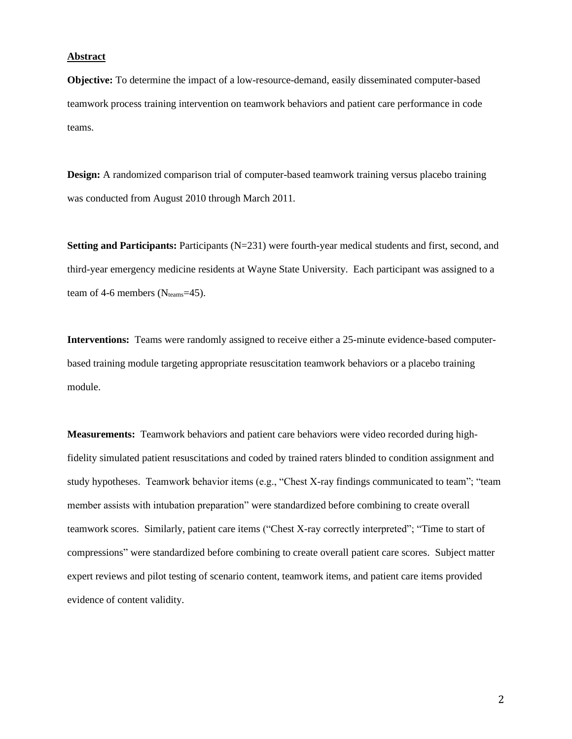## Abstract

**Objective:** To determine the impact of a low-resource-demand, easily disseminated computer-based teamwork process training intervention on teamwork behaviors and patient care performance in code teams.

**Design:** A randomized comparison trial of computer-based teamwork training versus placebo training was conducted from August 2010 through March 2011.

**Setting and Participants:** Participants (N=231) were fourth-year medical students and first, second, and third-year emergency medicine residents at Wayne State University. Each participant was assigned to a team of 4-6 members ($N_{teams}$=45).

**Interventions:** Teams were randomly assigned to receive either a 25-minute evidence-based computer-based training module targeting appropriate resuscitation teamwork behaviors or a placebo training module.

**Measurements:** Teamwork behaviors and patient care behaviors were video recorded during high-fidelity simulated patient resuscitations and coded by trained raters blinded to condition assignment and study hypotheses. Teamwork behavior items (e.g., "Chest X-ray findings communicated to team"; "team member assists with intubation preparation" were standardized before combining to create overall teamwork scores. Similarly, patient care items ("Chest X-ray correctly interpreted"; "Time to start of compressions" were standardized before combining to create overall patient care scores. Subject matter expert reviews and pilot testing of scenario content, teamwork items, and patient care items provided evidence of content validity.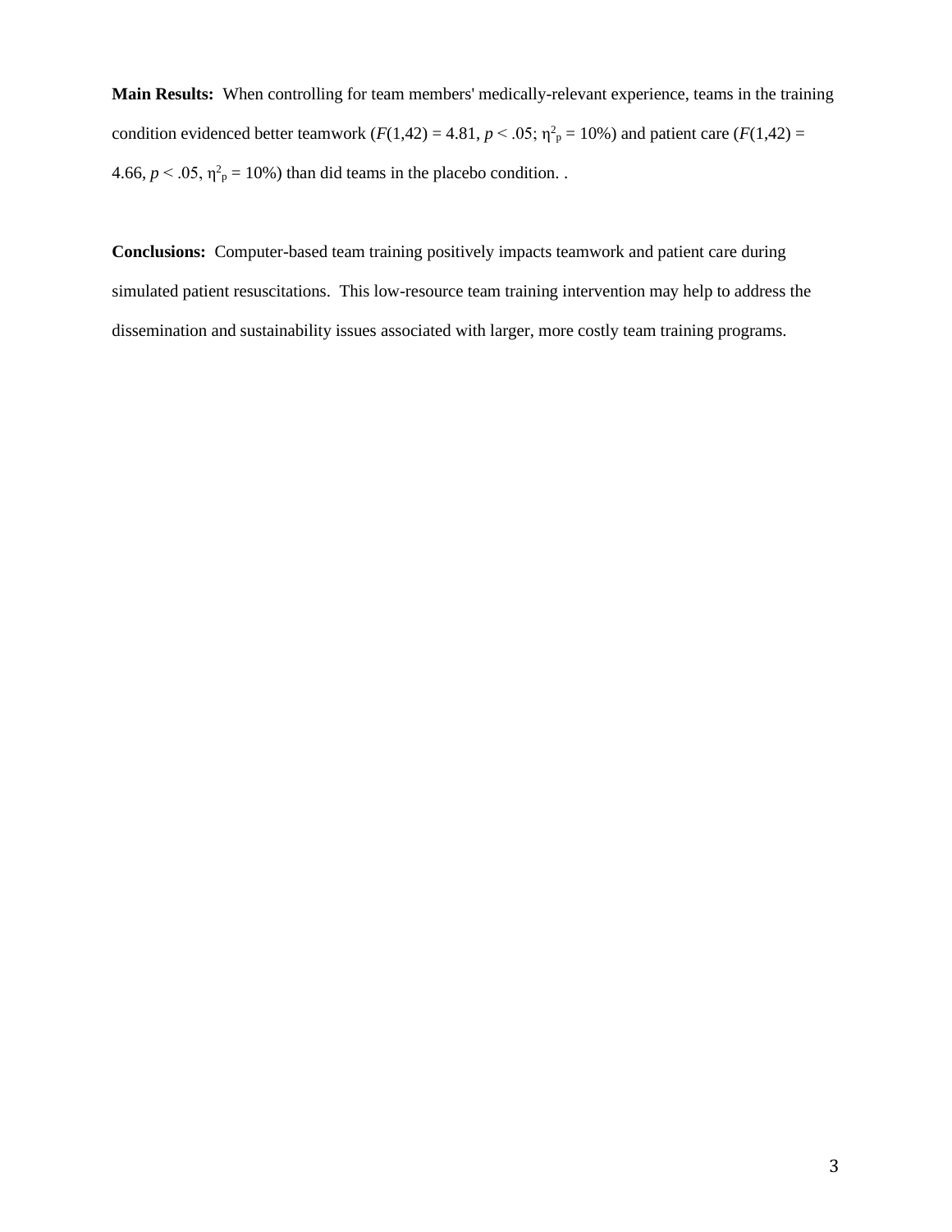**Main Results:** When controlling for team members' medically-relevant experience, teams in the training condition evidenced better teamwork ($F(1,42) = 4.81$, $p < .05$; $\eta^2_p = 10\%$) and patient care ($F(1,42) = 4.66$, $p < .05$, $\eta^2_p = 10\%$) than did teams in the placebo condition. .

**Conclusions:** Computer-based team training positively impacts teamwork and patient care during simulated patient resuscitations. This low-resource team training intervention may help to address the dissemination and sustainability issues associated with larger, more costly team training programs.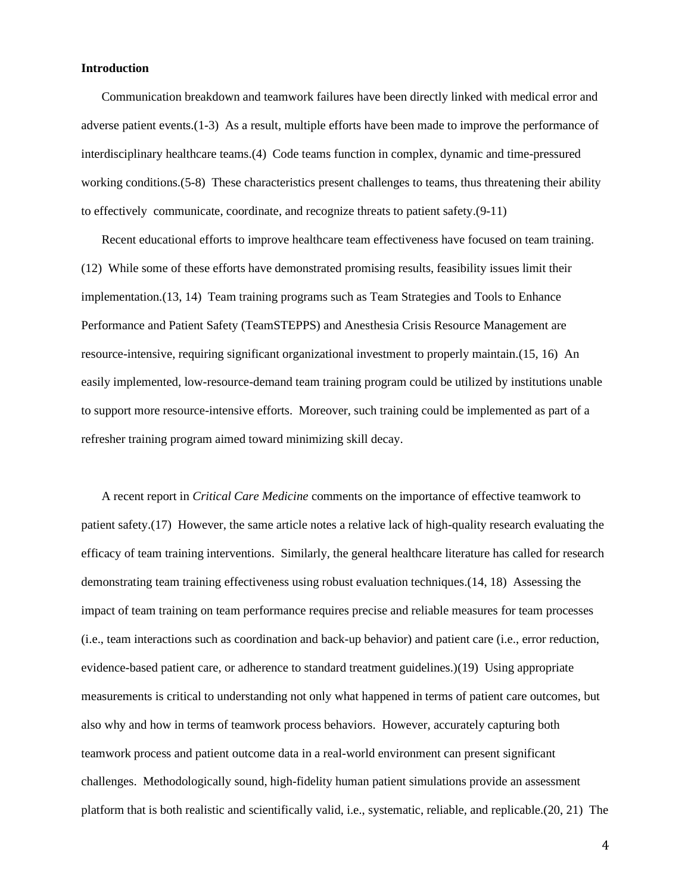## Introduction

Communication breakdown and teamwork failures have been directly linked with medical error and adverse patient events.(1-3) As a result, multiple efforts have been made to improve the performance of interdisciplinary healthcare teams.(4) Code teams function in complex, dynamic and time-pressured working conditions.(5-8) These characteristics present challenges to teams, thus threatening their ability to effectively communicate, coordinate, and recognize threats to patient safety.(9-11)

Recent educational efforts to improve healthcare team effectiveness have focused on team training. (12) While some of these efforts have demonstrated promising results, feasibility issues limit their implementation.(13, 14) Team training programs such as Team Strategies and Tools to Enhance Performance and Patient Safety (TeamSTEPPS) and Anesthesia Crisis Resource Management are resource-intensive, requiring significant organizational investment to properly maintain.(15, 16) An easily implemented, low-resource-demand team training program could be utilized by institutions unable to support more resource-intensive efforts. Moreover, such training could be implemented as part of a refresher training program aimed toward minimizing skill decay.

A recent report in *Critical Care Medicine* comments on the importance of effective teamwork to patient safety.(17) However, the same article notes a relative lack of high-quality research evaluating the efficacy of team training interventions. Similarly, the general healthcare literature has called for research demonstrating team training effectiveness using robust evaluation techniques.(14, 18) Assessing the impact of team training on team performance requires precise and reliable measures for team processes (i.e., team interactions such as coordination and back-up behavior) and patient care (i.e., error reduction, evidence-based patient care, or adherence to standard treatment guidelines.)(19) Using appropriate measurements is critical to understanding not only what happened in terms of patient care outcomes, but also why and how in terms of teamwork process behaviors. However, accurately capturing both teamwork process and patient outcome data in a real-world environment can present significant challenges. Methodologically sound, high-fidelity human patient simulations provide an assessment platform that is both realistic and scientifically valid, i.e., systematic, reliable, and replicable.(20, 21) The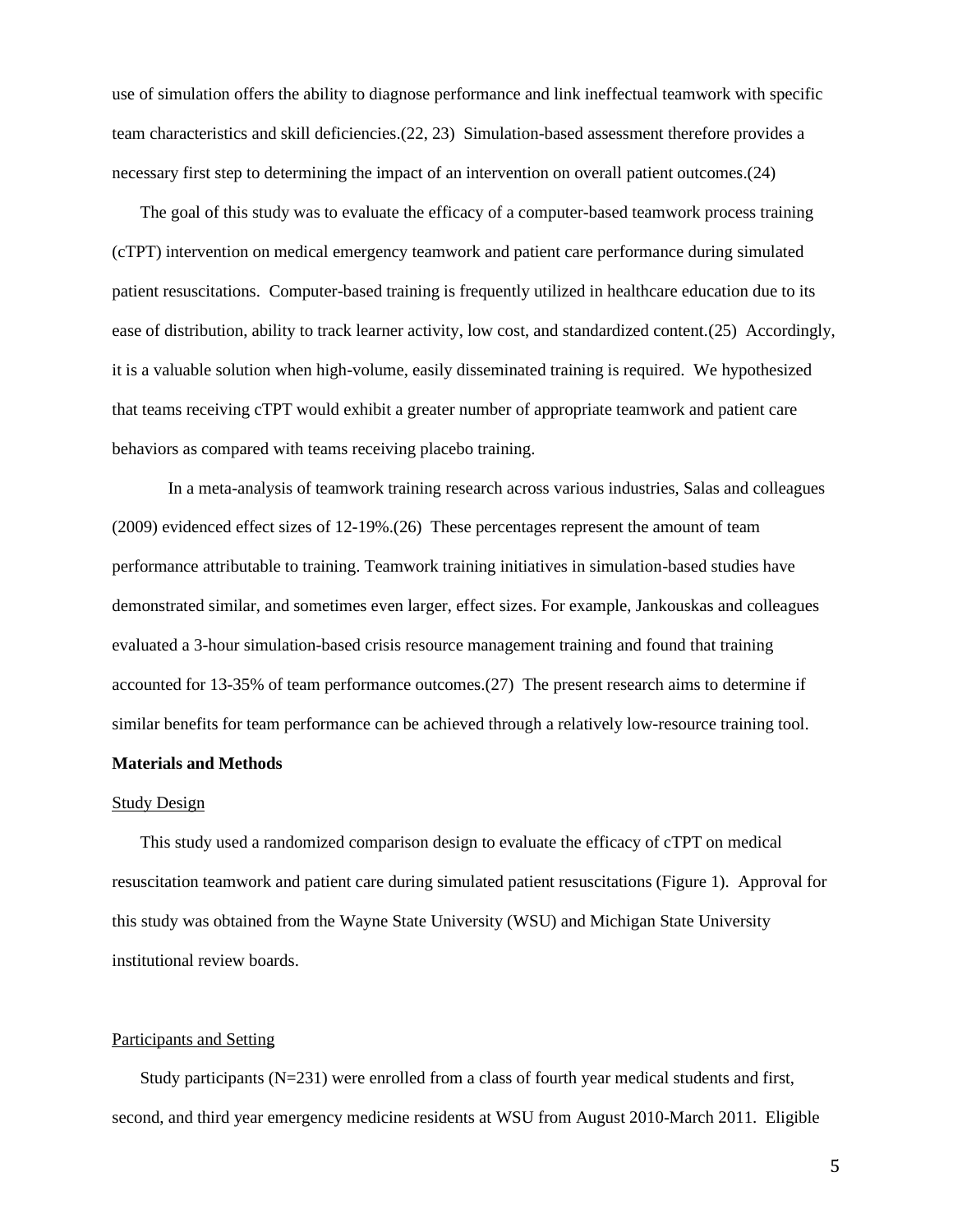use of simulation offers the ability to diagnose performance and link ineffectual teamwork with specific team characteristics and skill deficiencies.(22, 23) Simulation-based assessment therefore provides a necessary first step to determining the impact of an intervention on overall patient outcomes.(24)

The goal of this study was to evaluate the efficacy of a computer-based teamwork process training (cTPT) intervention on medical emergency teamwork and patient care performance during simulated patient resuscitations. Computer-based training is frequently utilized in healthcare education due to its ease of distribution, ability to track learner activity, low cost, and standardized content.(25) Accordingly, it is a valuable solution when high-volume, easily disseminated training is required. We hypothesized that teams receiving cTPT would exhibit a greater number of appropriate teamwork and patient care behaviors as compared with teams receiving placebo training.

In a meta-analysis of teamwork training research across various industries, Salas and colleagues (2009) evidenced effect sizes of 12-19%.(26) These percentages represent the amount of team performance attributable to training. Teamwork training initiatives in simulation-based studies have demonstrated similar, and sometimes even larger, effect sizes. For example, Jankouskas and colleagues evaluated a 3-hour simulation-based crisis resource management training and found that training accounted for 13-35% of team performance outcomes.(27) The present research aims to determine if similar benefits for team performance can be achieved through a relatively low-resource training tool.

## Materials and Methods

### Study Design

This study used a randomized comparison design to evaluate the efficacy of cTPT on medical resuscitation teamwork and patient care during simulated patient resuscitations (Figure 1). Approval for this study was obtained from the Wayne State University (WSU) and Michigan State University institutional review boards.

### Participants and Setting

Study participants (N=231) were enrolled from a class of fourth year medical students and first, second, and third year emergency medicine residents at WSU from August 2010-March 2011. Eligible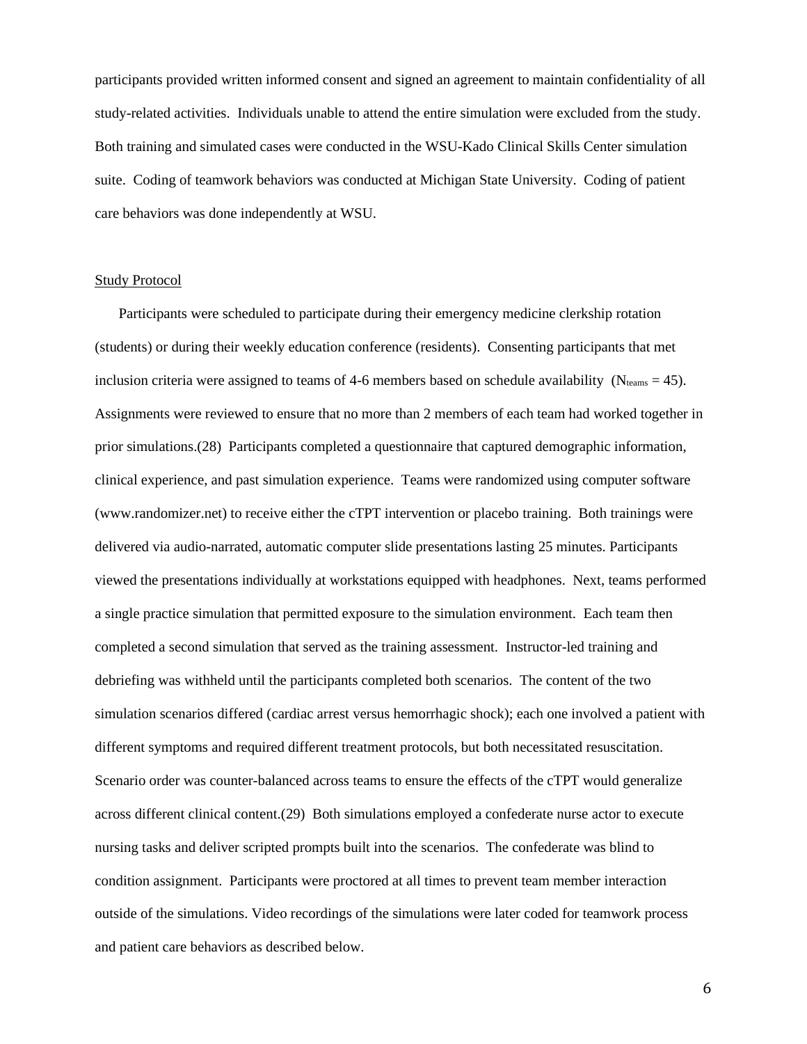participants provided written informed consent and signed an agreement to maintain confidentiality of all study-related activities. Individuals unable to attend the entire simulation were excluded from the study. Both training and simulated cases were conducted in the WSU-Kado Clinical Skills Center simulation suite. Coding of teamwork behaviors was conducted at Michigan State University. Coding of patient care behaviors was done independently at WSU.

## Study Protocol

Participants were scheduled to participate during their emergency medicine clerkship rotation (students) or during their weekly education conference (residents). Consenting participants that met inclusion criteria were assigned to teams of 4-6 members based on schedule availability ($N_{teams} = 45$). Assignments were reviewed to ensure that no more than 2 members of each team had worked together in prior simulations.(28) Participants completed a questionnaire that captured demographic information, clinical experience, and past simulation experience. Teams were randomized using computer software (www.randomizer.net) to receive either the cTPT intervention or placebo training. Both trainings were delivered via audio-narrated, automatic computer slide presentations lasting 25 minutes. Participants viewed the presentations individually at workstations equipped with headphones. Next, teams performed a single practice simulation that permitted exposure to the simulation environment. Each team then completed a second simulation that served as the training assessment. Instructor-led training and debriefing was withheld until the participants completed both scenarios. The content of the two simulation scenarios differed (cardiac arrest versus hemorrhagic shock); each one involved a patient with different symptoms and required different treatment protocols, but both necessitated resuscitation. Scenario order was counter-balanced across teams to ensure the effects of the cTPT would generalize across different clinical content.(29) Both simulations employed a confederate nurse actor to execute nursing tasks and deliver scripted prompts built into the scenarios. The confederate was blind to condition assignment. Participants were proctored at all times to prevent team member interaction outside of the simulations. Video recordings of the simulations were later coded for teamwork process and patient care behaviors as described below.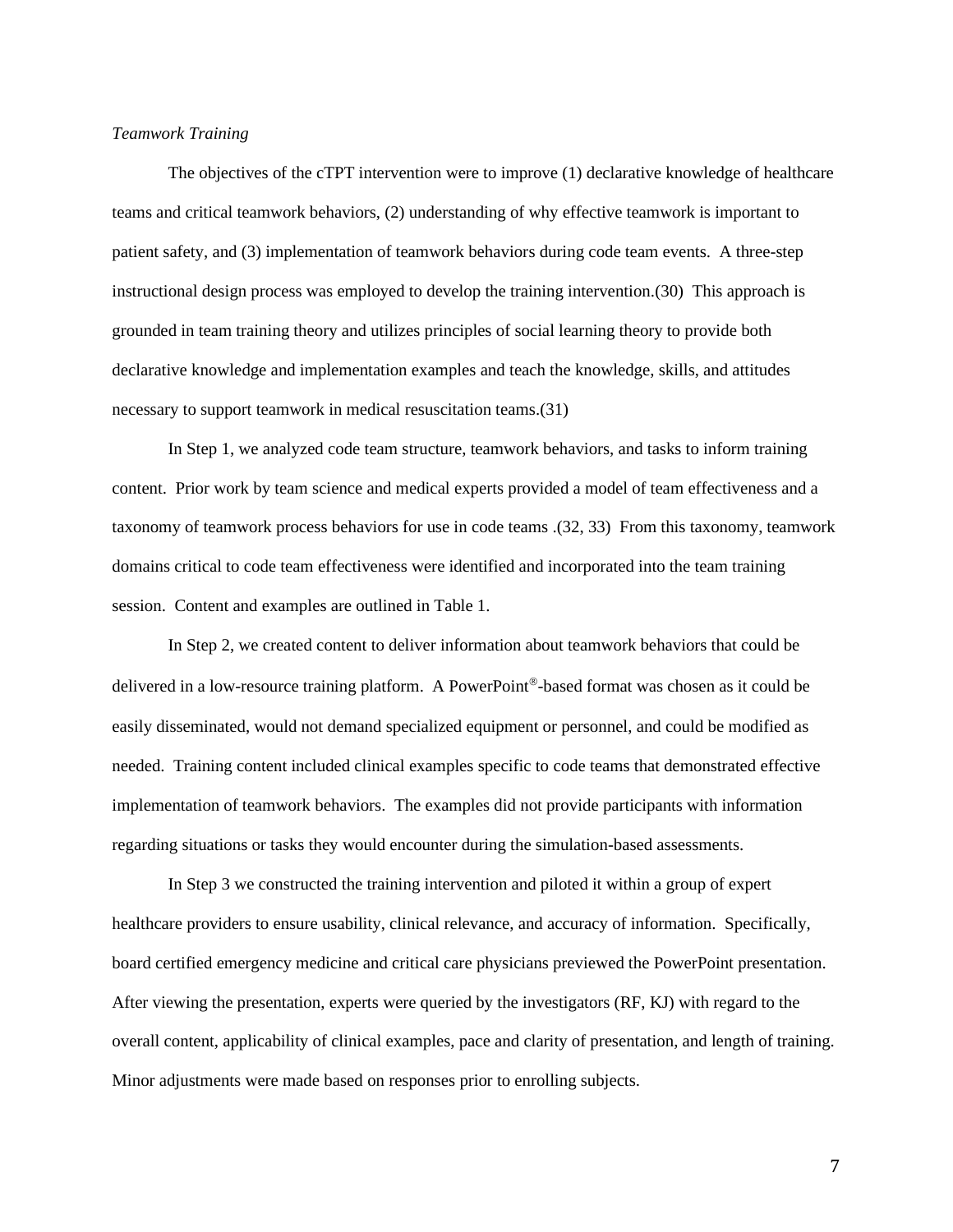*Teamwork Training*

The objectives of the cTPT intervention were to improve (1) declarative knowledge of healthcare teams and critical teamwork behaviors, (2) understanding of why effective teamwork is important to patient safety, and (3) implementation of teamwork behaviors during code team events. A three-step instructional design process was employed to develop the training intervention.(30) This approach is grounded in team training theory and utilizes principles of social learning theory to provide both declarative knowledge and implementation examples and teach the knowledge, skills, and attitudes necessary to support teamwork in medical resuscitation teams.(31)

In Step 1, we analyzed code team structure, teamwork behaviors, and tasks to inform training content. Prior work by team science and medical experts provided a model of team effectiveness and a taxonomy of teamwork process behaviors for use in code teams .(32, 33) From this taxonomy, teamwork domains critical to code team effectiveness were identified and incorporated into the team training session. Content and examples are outlined in Table 1.

In Step 2, we created content to deliver information about teamwork behaviors that could be delivered in a low-resource training platform. A PowerPoint®-based format was chosen as it could be easily disseminated, would not demand specialized equipment or personnel, and could be modified as needed. Training content included clinical examples specific to code teams that demonstrated effective implementation of teamwork behaviors. The examples did not provide participants with information regarding situations or tasks they would encounter during the simulation-based assessments.

In Step 3 we constructed the training intervention and piloted it within a group of expert healthcare providers to ensure usability, clinical relevance, and accuracy of information. Specifically, board certified emergency medicine and critical care physicians previewed the PowerPoint presentation. After viewing the presentation, experts were queried by the investigators (RF, KJ) with regard to the overall content, applicability of clinical examples, pace and clarity of presentation, and length of training. Minor adjustments were made based on responses prior to enrolling subjects.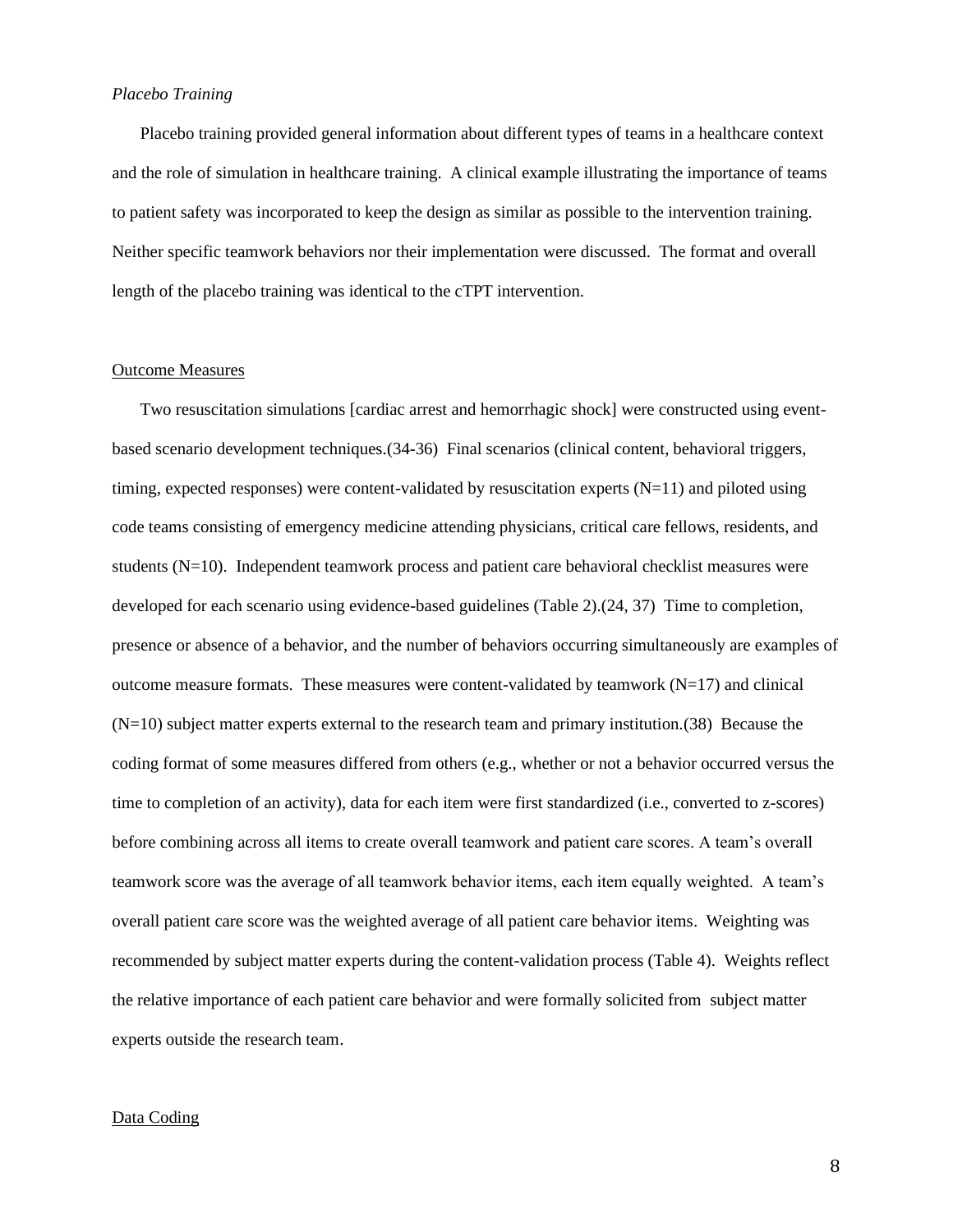*Placebo Training*

Placebo training provided general information about different types of teams in a healthcare context and the role of simulation in healthcare training. A clinical example illustrating the importance of teams to patient safety was incorporated to keep the design as similar as possible to the intervention training. Neither specific teamwork behaviors nor their implementation were discussed. The format and overall length of the placebo training was identical to the cTPT intervention.

## Outcome Measures

Two resuscitation simulations [cardiac arrest and hemorrhagic shock] were constructed using event-based scenario development techniques.(34-36) Final scenarios (clinical content, behavioral triggers, timing, expected responses) were content-validated by resuscitation experts (N=11) and piloted using code teams consisting of emergency medicine attending physicians, critical care fellows, residents, and students (N=10). Independent teamwork process and patient care behavioral checklist measures were developed for each scenario using evidence-based guidelines (Table 2).(24, 37) Time to completion, presence or absence of a behavior, and the number of behaviors occurring simultaneously are examples of outcome measure formats. These measures were content-validated by teamwork (N=17) and clinical (N=10) subject matter experts external to the research team and primary institution.(38) Because the coding format of some measures differed from others (e.g., whether or not a behavior occurred versus the time to completion of an activity), data for each item were first standardized (i.e., converted to z-scores) before combining across all items to create overall teamwork and patient care scores. A team's overall teamwork score was the average of all teamwork behavior items, each item equally weighted. A team's overall patient care score was the weighted average of all patient care behavior items. Weighting was recommended by subject matter experts during the content-validation process (Table 4). Weights reflect the relative importance of each patient care behavior and were formally solicited from subject matter experts outside the research team.

## Data Coding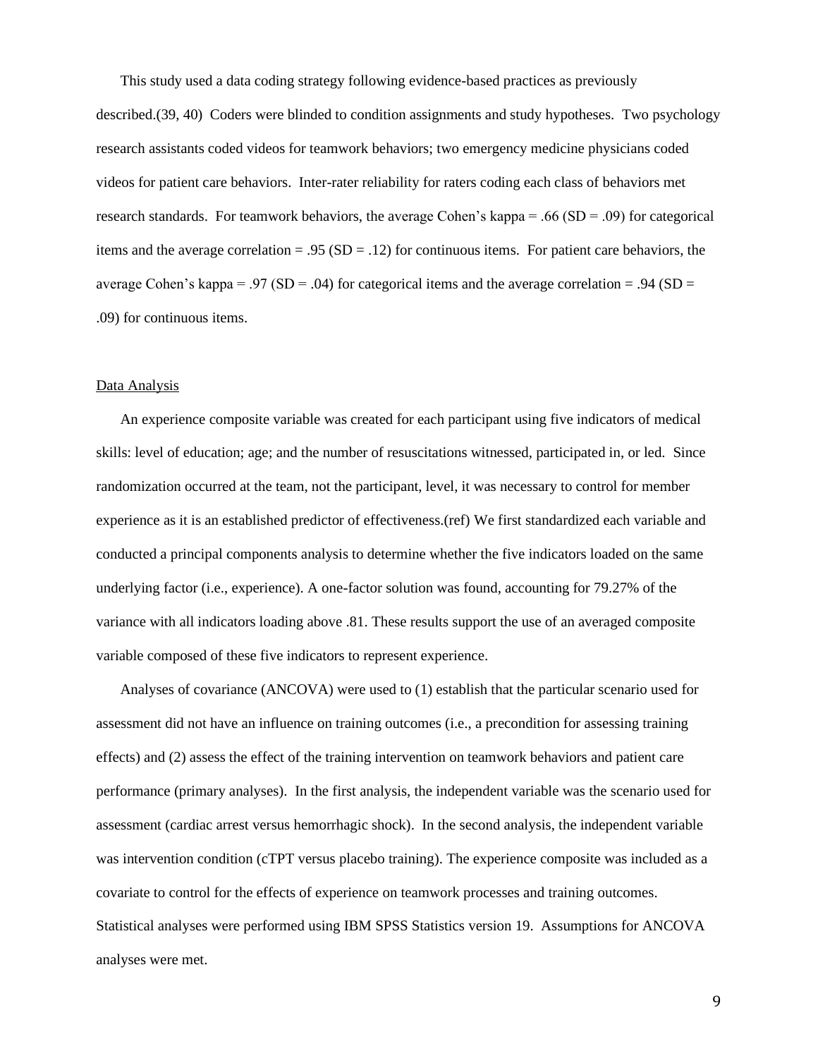This study used a data coding strategy following evidence-based practices as previously described.(39, 40) Coders were blinded to condition assignments and study hypotheses. Two psychology research assistants coded videos for teamwork behaviors; two emergency medicine physicians coded videos for patient care behaviors. Inter-rater reliability for raters coding each class of behaviors met research standards. For teamwork behaviors, the average Cohen's kappa = .66 (SD = .09) for categorical items and the average correlation = .95 (SD = .12) for continuous items. For patient care behaviors, the average Cohen's kappa = .97 (SD = .04) for categorical items and the average correlation = .94 (SD = .09) for continuous items.

Data Analysis

An experience composite variable was created for each participant using five indicators of medical skills: level of education; age; and the number of resuscitations witnessed, participated in, or led. Since randomization occurred at the team, not the participant, level, it was necessary to control for member experience as it is an established predictor of effectiveness.(ref) We first standardized each variable and conducted a principal components analysis to determine whether the five indicators loaded on the same underlying factor (i.e., experience). A one-factor solution was found, accounting for 79.27% of the variance with all indicators loading above .81. These results support the use of an averaged composite variable composed of these five indicators to represent experience.

Analyses of covariance (ANCOVA) were used to (1) establish that the particular scenario used for assessment did not have an influence on training outcomes (i.e., a precondition for assessing training effects) and (2) assess the effect of the training intervention on teamwork behaviors and patient care performance (primary analyses). In the first analysis, the independent variable was the scenario used for assessment (cardiac arrest versus hemorrhagic shock). In the second analysis, the independent variable was intervention condition (cTPT versus placebo training). The experience composite was included as a covariate to control for the effects of experience on teamwork processes and training outcomes. Statistical analyses were performed using IBM SPSS Statistics version 19. Assumptions for ANCOVA analyses were met.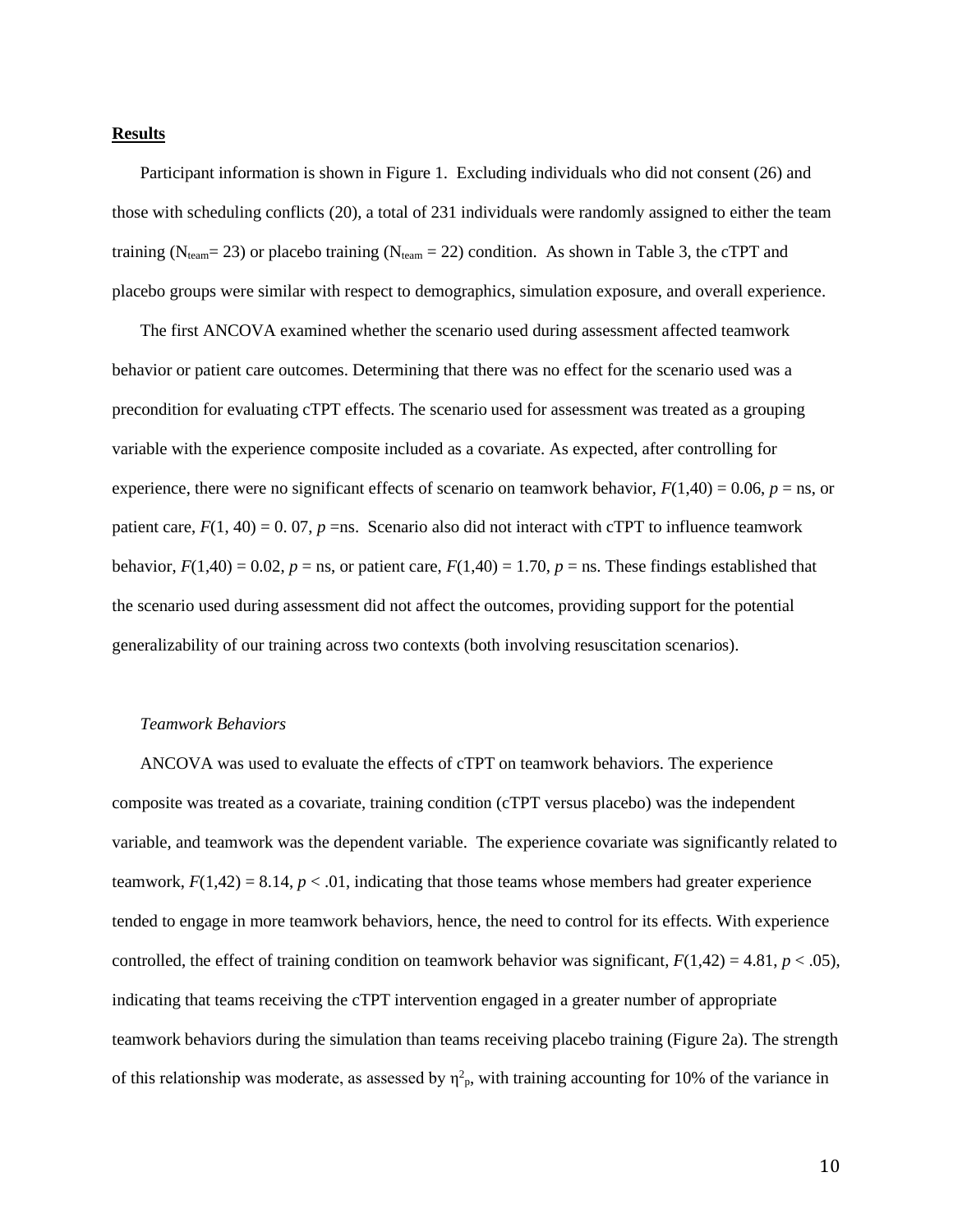**Results**

Participant information is shown in Figure 1. Excluding individuals who did not consent (26) and those with scheduling conflicts (20), a total of 231 individuals were randomly assigned to either the team training ($N_{team}$= 23) or placebo training ($N_{team}$ = 22) condition. As shown in Table 3, the cTPT and placebo groups were similar with respect to demographics, simulation exposure, and overall experience.

The first ANCOVA examined whether the scenario used during assessment affected teamwork behavior or patient care outcomes. Determining that there was no effect for the scenario used was a precondition for evaluating cTPT effects. The scenario used for assessment was treated as a grouping variable with the experience composite included as a covariate. As expected, after controlling for experience, there were no significant effects of scenario on teamwork behavior, $F(1,40) = 0.06$, $p$ = ns, or patient care, $F(1, 40) = 0.07$, $p$ =ns. Scenario also did not interact with cTPT to influence teamwork behavior, $F(1,40) = 0.02$, $p$ = ns, or patient care, $F(1,40) = 1.70$, $p$ = ns. These findings established that the scenario used during assessment did not affect the outcomes, providing support for the potential generalizability of our training across two contexts (both involving resuscitation scenarios).

*Teamwork Behaviors*

ANCOVA was used to evaluate the effects of cTPT on teamwork behaviors. The experience composite was treated as a covariate, training condition (cTPT versus placebo) was the independent variable, and teamwork was the dependent variable. The experience covariate was significantly related to teamwork, $F(1,42) = 8.14$, $p < .01$, indicating that those teams whose members had greater experience tended to engage in more teamwork behaviors, hence, the need to control for its effects. With experience controlled, the effect of training condition on teamwork behavior was significant, $F(1,42) = 4.81$, $p < .05$), indicating that teams receiving the cTPT intervention engaged in a greater number of appropriate teamwork behaviors during the simulation than teams receiving placebo training (Figure 2a). The strength of this relationship was moderate, as assessed by $\eta^2_p$, with training accounting for 10% of the variance in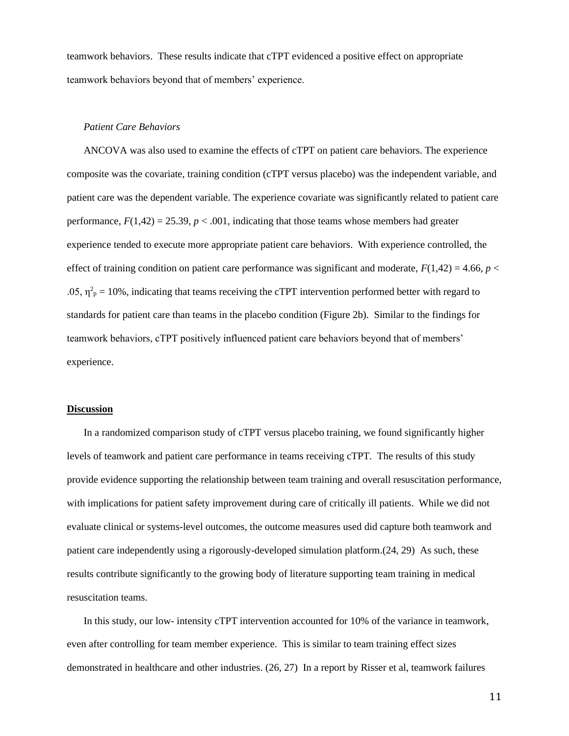teamwork behaviors. These results indicate that cTPT evidenced a positive effect on appropriate teamwork behaviors beyond that of members' experience.

### *Patient Care Behaviors*

ANCOVA was also used to examine the effects of cTPT on patient care behaviors. The experience composite was the covariate, training condition (cTPT versus placebo) was the independent variable, and patient care was the dependent variable. The experience covariate was significantly related to patient care performance, $F(1,42) = 25.39$, $p < .001$, indicating that those teams whose members had greater experience tended to execute more appropriate patient care behaviors. With experience controlled, the effect of training condition on patient care performance was significant and moderate, $F(1,42) = 4.66$, $p < .05$, $\eta^2_p = 10\%$, indicating that teams receiving the cTPT intervention performed better with regard to standards for patient care than teams in the placebo condition (Figure 2b). Similar to the findings for teamwork behaviors, cTPT positively influenced patient care behaviors beyond that of members' experience.

## **Discussion**

In a randomized comparison study of cTPT versus placebo training, we found significantly higher levels of teamwork and patient care performance in teams receiving cTPT. The results of this study provide evidence supporting the relationship between team training and overall resuscitation performance, with implications for patient safety improvement during care of critically ill patients. While we did not evaluate clinical or systems-level outcomes, the outcome measures used did capture both teamwork and patient care independently using a rigorously-developed simulation platform.(24, 29) As such, these results contribute significantly to the growing body of literature supporting team training in medical resuscitation teams.

In this study, our low- intensity cTPT intervention accounted for 10% of the variance in teamwork, even after controlling for team member experience. This is similar to team training effect sizes demonstrated in healthcare and other industries. (26, 27) In a report by Risser et al, teamwork failures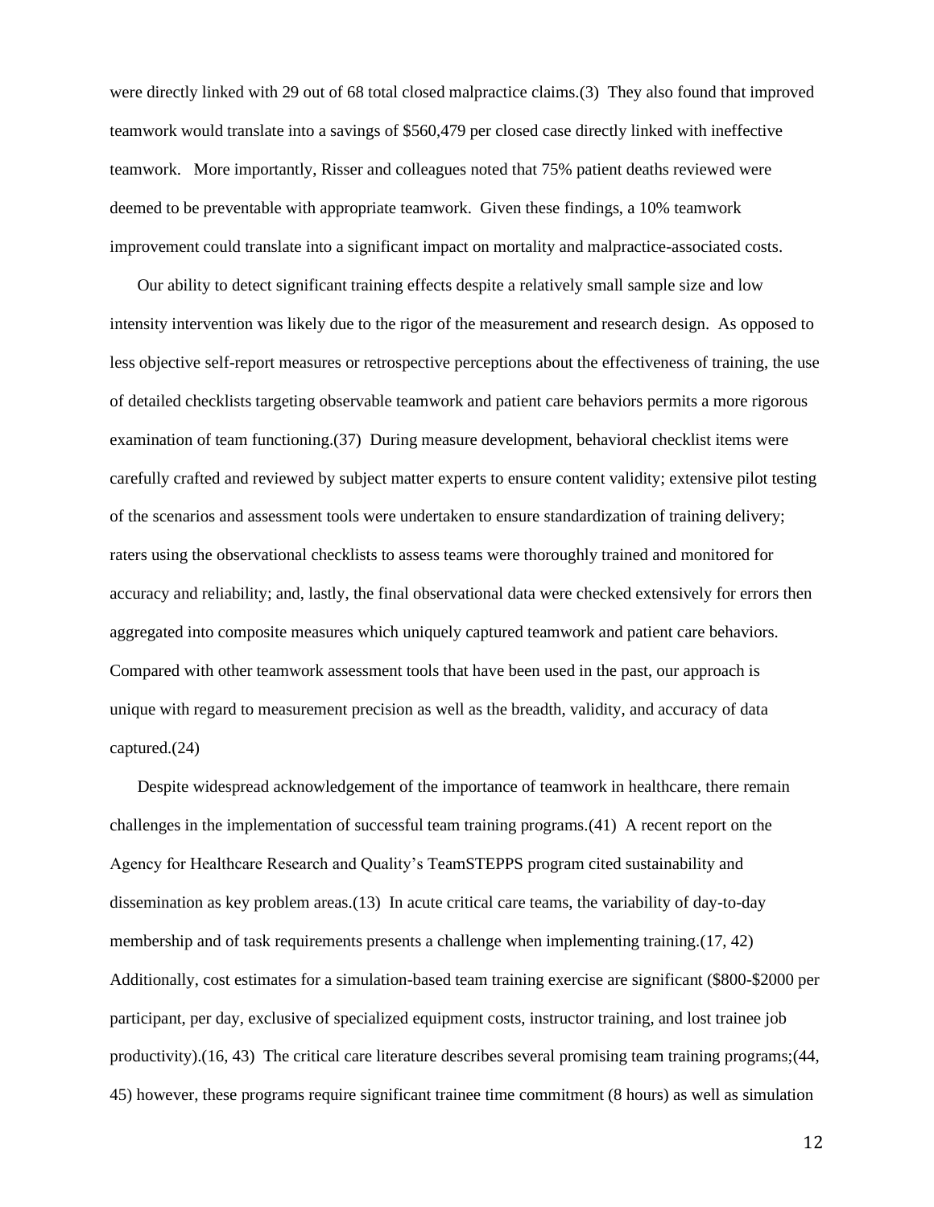were directly linked with 29 out of 68 total closed malpractice claims.(3) They also found that improved teamwork would translate into a savings of $560,479 per closed case directly linked with ineffective teamwork. More importantly, Risser and colleagues noted that 75% patient deaths reviewed were deemed to be preventable with appropriate teamwork. Given these findings, a 10% teamwork improvement could translate into a significant impact on mortality and malpractice-associated costs.

Our ability to detect significant training effects despite a relatively small sample size and low intensity intervention was likely due to the rigor of the measurement and research design. As opposed to less objective self-report measures or retrospective perceptions about the effectiveness of training, the use of detailed checklists targeting observable teamwork and patient care behaviors permits a more rigorous examination of team functioning.(37) During measure development, behavioral checklist items were carefully crafted and reviewed by subject matter experts to ensure content validity; extensive pilot testing of the scenarios and assessment tools were undertaken to ensure standardization of training delivery; raters using the observational checklists to assess teams were thoroughly trained and monitored for accuracy and reliability; and, lastly, the final observational data were checked extensively for errors then aggregated into composite measures which uniquely captured teamwork and patient care behaviors. Compared with other teamwork assessment tools that have been used in the past, our approach is unique with regard to measurement precision as well as the breadth, validity, and accuracy of data captured.(24)

Despite widespread acknowledgement of the importance of teamwork in healthcare, there remain challenges in the implementation of successful team training programs.(41) A recent report on the Agency for Healthcare Research and Quality's TeamSTEPPS program cited sustainability and dissemination as key problem areas.(13) In acute critical care teams, the variability of day-to-day membership and of task requirements presents a challenge when implementing training.(17, 42) Additionally, cost estimates for a simulation-based team training exercise are significant ($800-$2000 per participant, per day, exclusive of specialized equipment costs, instructor training, and lost trainee job productivity).(16, 43) The critical care literature describes several promising team training programs;(44, 45) however, these programs require significant trainee time commitment (8 hours) as well as simulation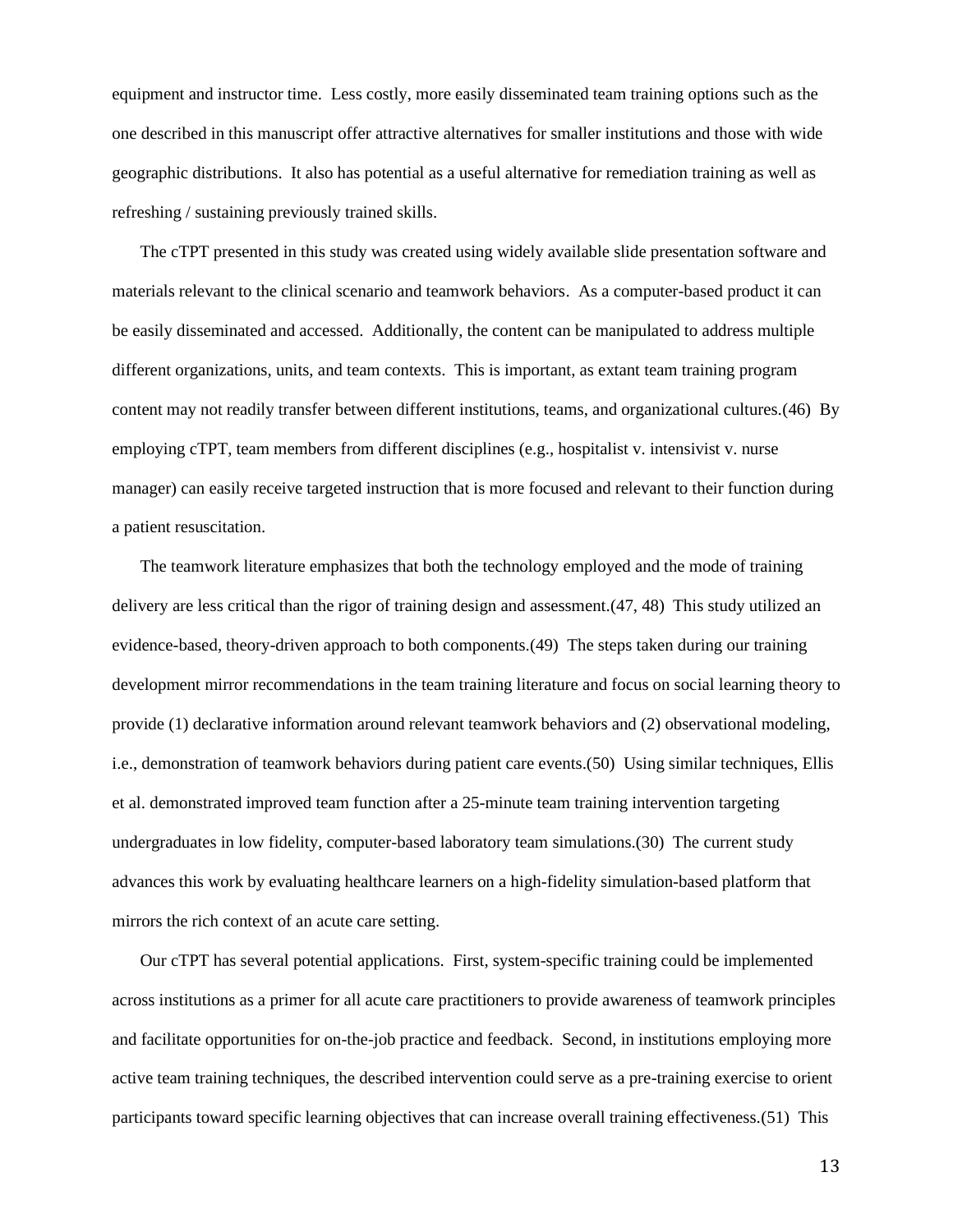equipment and instructor time. Less costly, more easily disseminated team training options such as the one described in this manuscript offer attractive alternatives for smaller institutions and those with wide geographic distributions. It also has potential as a useful alternative for remediation training as well as refreshing / sustaining previously trained skills.

The cTPT presented in this study was created using widely available slide presentation software and materials relevant to the clinical scenario and teamwork behaviors. As a computer-based product it can be easily disseminated and accessed. Additionally, the content can be manipulated to address multiple different organizations, units, and team contexts. This is important, as extant team training program content may not readily transfer between different institutions, teams, and organizational cultures.(46) By employing cTPT, team members from different disciplines (e.g., hospitalist v. intensivist v. nurse manager) can easily receive targeted instruction that is more focused and relevant to their function during a patient resuscitation.

The teamwork literature emphasizes that both the technology employed and the mode of training delivery are less critical than the rigor of training design and assessment.(47, 48) This study utilized an evidence-based, theory-driven approach to both components.(49) The steps taken during our training development mirror recommendations in the team training literature and focus on social learning theory to provide (1) declarative information around relevant teamwork behaviors and (2) observational modeling, i.e., demonstration of teamwork behaviors during patient care events.(50) Using similar techniques, Ellis et al. demonstrated improved team function after a 25-minute team training intervention targeting undergraduates in low fidelity, computer-based laboratory team simulations.(30) The current study advances this work by evaluating healthcare learners on a high-fidelity simulation-based platform that mirrors the rich context of an acute care setting.

Our cTPT has several potential applications. First, system-specific training could be implemented across institutions as a primer for all acute care practitioners to provide awareness of teamwork principles and facilitate opportunities for on-the-job practice and feedback. Second, in institutions employing more active team training techniques, the described intervention could serve as a pre-training exercise to orient participants toward specific learning objectives that can increase overall training effectiveness.(51) This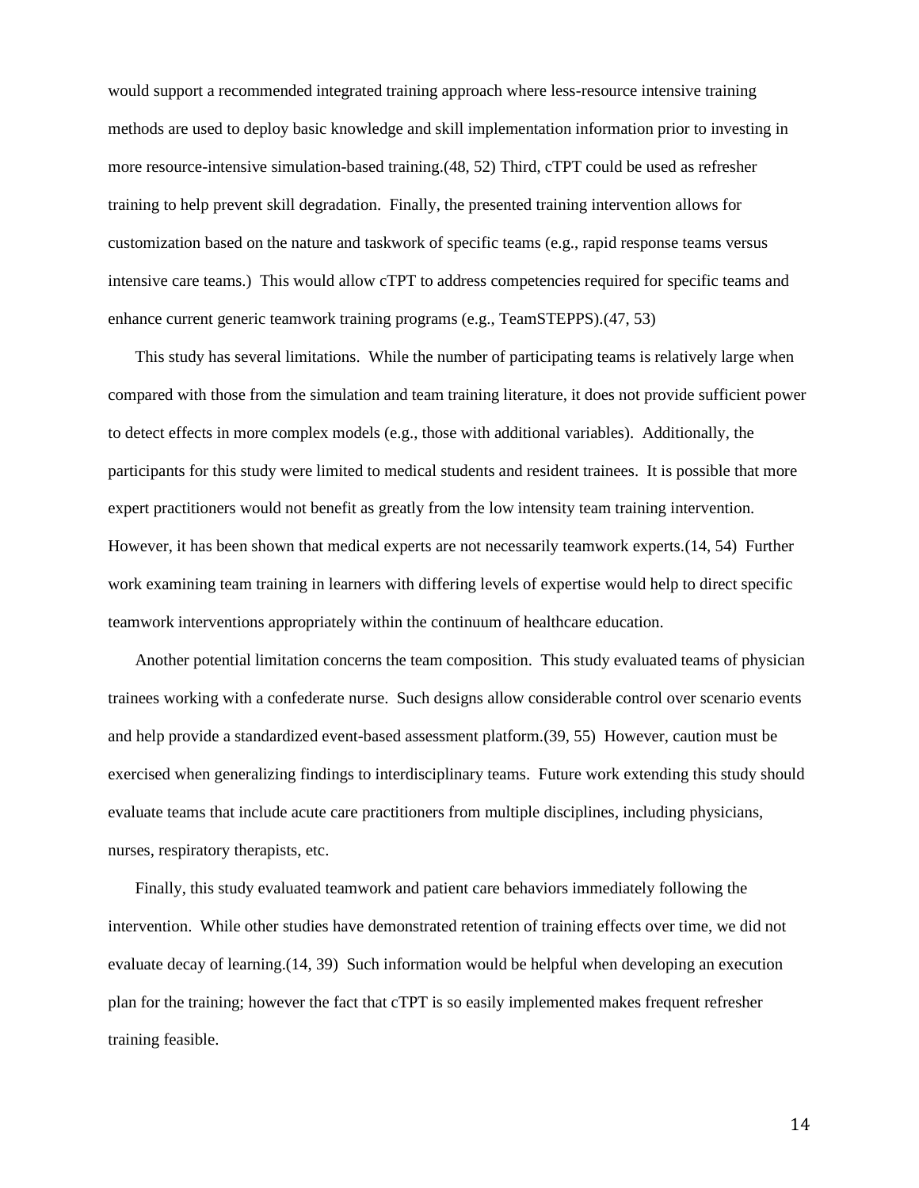would support a recommended integrated training approach where less-resource intensive training methods are used to deploy basic knowledge and skill implementation information prior to investing in more resource-intensive simulation-based training.(48, 52) Third, cTPT could be used as refresher training to help prevent skill degradation. Finally, the presented training intervention allows for customization based on the nature and taskwork of specific teams (e.g., rapid response teams versus intensive care teams.) This would allow cTPT to address competencies required for specific teams and enhance current generic teamwork training programs (e.g., TeamSTEPPS).(47, 53)

This study has several limitations. While the number of participating teams is relatively large when compared with those from the simulation and team training literature, it does not provide sufficient power to detect effects in more complex models (e.g., those with additional variables). Additionally, the participants for this study were limited to medical students and resident trainees. It is possible that more expert practitioners would not benefit as greatly from the low intensity team training intervention. However, it has been shown that medical experts are not necessarily teamwork experts.(14, 54) Further work examining team training in learners with differing levels of expertise would help to direct specific teamwork interventions appropriately within the continuum of healthcare education.

Another potential limitation concerns the team composition. This study evaluated teams of physician trainees working with a confederate nurse. Such designs allow considerable control over scenario events and help provide a standardized event-based assessment platform.(39, 55) However, caution must be exercised when generalizing findings to interdisciplinary teams. Future work extending this study should evaluate teams that include acute care practitioners from multiple disciplines, including physicians, nurses, respiratory therapists, etc.

Finally, this study evaluated teamwork and patient care behaviors immediately following the intervention. While other studies have demonstrated retention of training effects over time, we did not evaluate decay of learning.(14, 39) Such information would be helpful when developing an execution plan for the training; however the fact that cTPT is so easily implemented makes frequent refresher training feasible.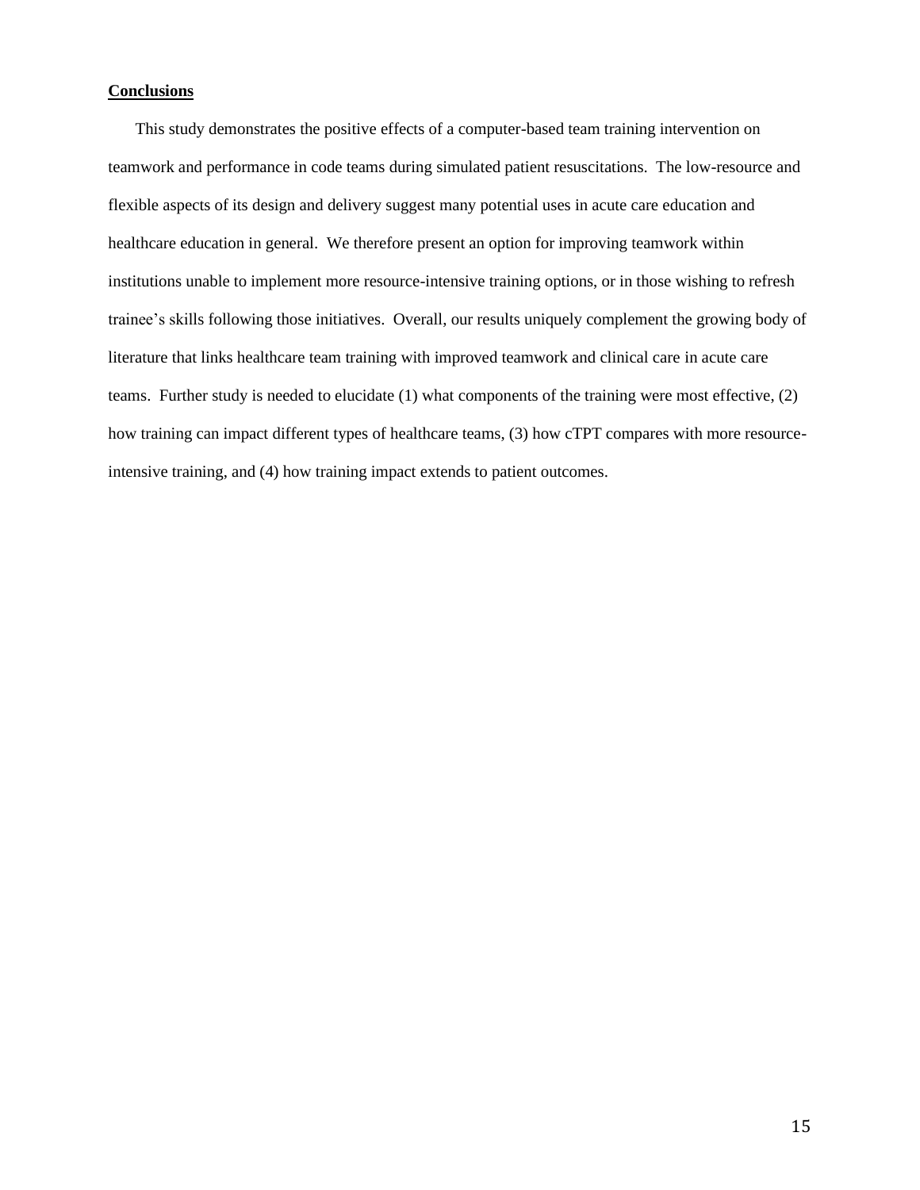## Conclusions

This study demonstrates the positive effects of a computer-based team training intervention on teamwork and performance in code teams during simulated patient resuscitations. The low-resource and flexible aspects of its design and delivery suggest many potential uses in acute care education and healthcare education in general. We therefore present an option for improving teamwork within institutions unable to implement more resource-intensive training options, or in those wishing to refresh trainee's skills following those initiatives. Overall, our results uniquely complement the growing body of literature that links healthcare team training with improved teamwork and clinical care in acute care teams. Further study is needed to elucidate (1) what components of the training were most effective, (2) how training can impact different types of healthcare teams, (3) how cTPT compares with more resource-intensive training, and (4) how training impact extends to patient outcomes.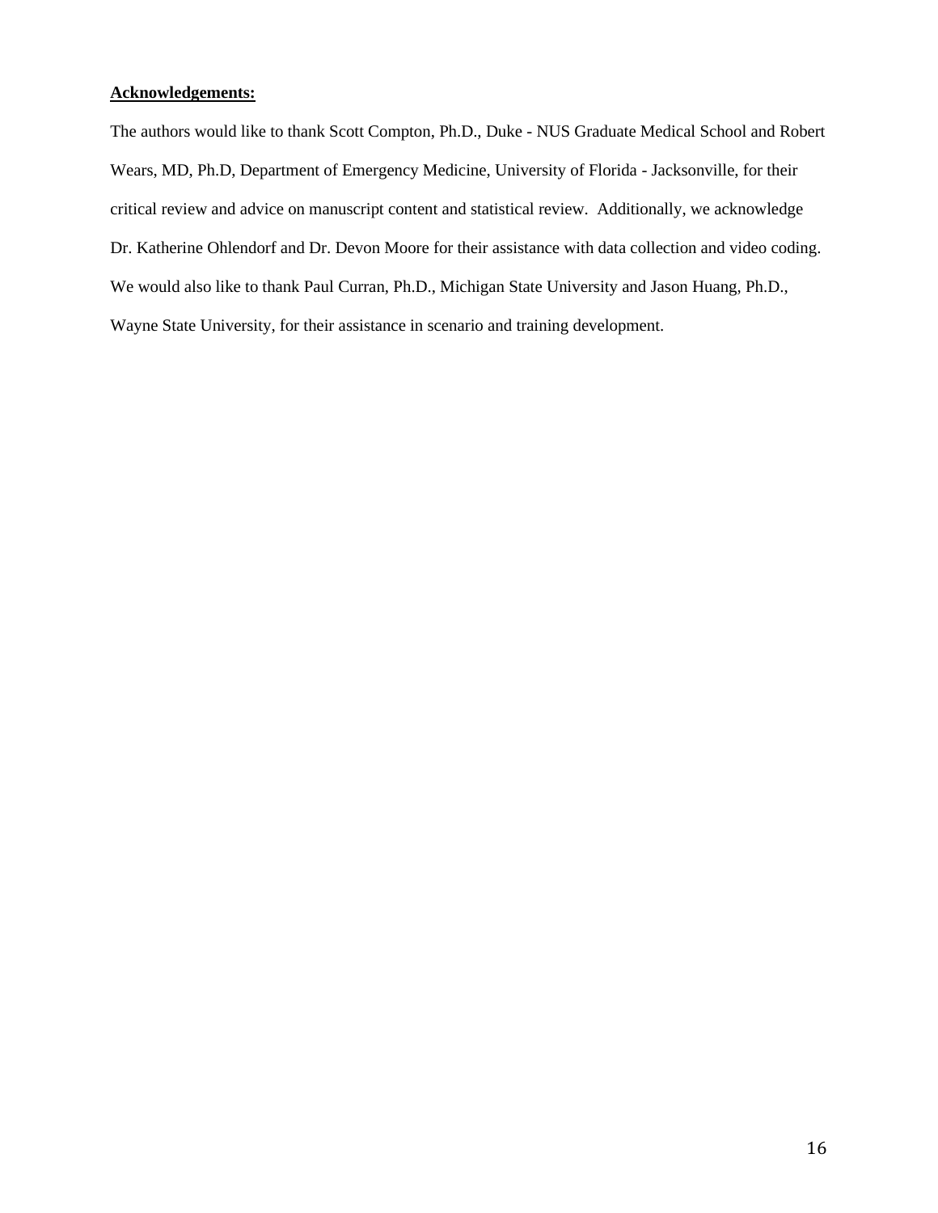**Acknowledgements:**

The authors would like to thank Scott Compton, Ph.D., Duke - NUS Graduate Medical School and Robert Wears, MD, Ph.D, Department of Emergency Medicine, University of Florida - Jacksonville, for their critical review and advice on manuscript content and statistical review. Additionally, we acknowledge Dr. Katherine Ohlendorf and Dr. Devon Moore for their assistance with data collection and video coding. We would also like to thank Paul Curran, Ph.D., Michigan State University and Jason Huang, Ph.D., Wayne State University, for their assistance in scenario and training development.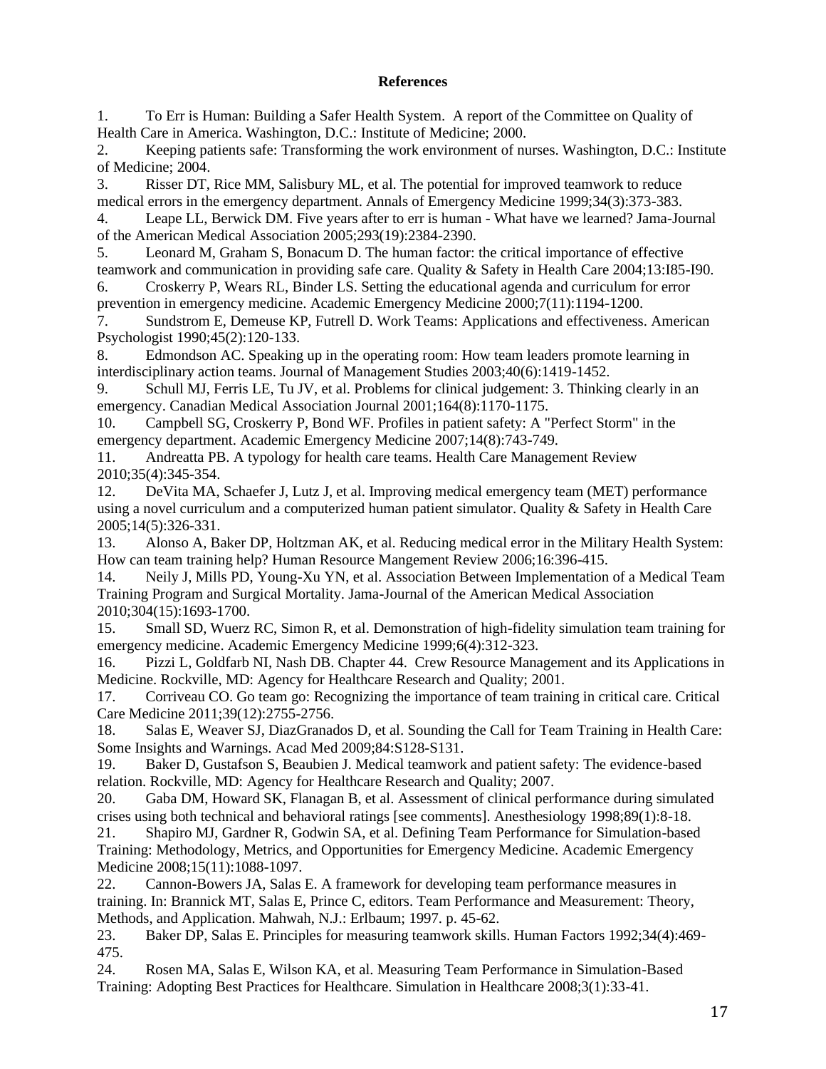**References**

1. To Err is Human: Building a Safer Health System. A report of the Committee on Quality of Health Care in America. Washington, D.C.: Institute of Medicine; 2000.
2. Keeping patients safe: Transforming the work environment of nurses. Washington, D.C.: Institute of Medicine; 2004.
3. Risser DT, Rice MM, Salisbury ML, et al. The potential for improved teamwork to reduce medical errors in the emergency department. Annals of Emergency Medicine 1999;34(3):373-383.
4. Leape LL, Berwick DM. Five years after to err is human - What have we learned? Jama-Journal of the American Medical Association 2005;293(19):2384-2390.
5. Leonard M, Graham S, Bonacum D. The human factor: the critical importance of effective teamwork and communication in providing safe care. Quality & Safety in Health Care 2004;13:I85-I90.
6. Croskerry P, Wears RL, Binder LS. Setting the educational agenda and curriculum for error prevention in emergency medicine. Academic Emergency Medicine 2000;7(11):1194-1200.
7. Sundstrom E, Demeuse KP, Futrell D. Work Teams: Applications and effectiveness. American Psychologist 1990;45(2):120-133.
8. Edmondson AC. Speaking up in the operating room: How team leaders promote learning in interdisciplinary action teams. Journal of Management Studies 2003;40(6):1419-1452.
9. Schull MJ, Ferris LE, Tu JV, et al. Problems for clinical judgement: 3. Thinking clearly in an emergency. Canadian Medical Association Journal 2001;164(8):1170-1175.
10. Campbell SG, Croskerry P, Bond WF. Profiles in patient safety: A "Perfect Storm" in the emergency department. Academic Emergency Medicine 2007;14(8):743-749.
11. Andreatta PB. A typology for health care teams. Health Care Management Review 2010;35(4):345-354.
12. DeVita MA, Schaefer J, Lutz J, et al. Improving medical emergency team (MET) performance using a novel curriculum and a computerized human patient simulator. Quality & Safety in Health Care 2005;14(5):326-331.
13. Alonso A, Baker DP, Holtzman AK, et al. Reducing medical error in the Military Health System: How can team training help? Human Resource Mangement Review 2006;16:396-415.
14. Neily J, Mills PD, Young-Xu YN, et al. Association Between Implementation of a Medical Team Training Program and Surgical Mortality. Jama-Journal of the American Medical Association 2010;304(15):1693-1700.
15. Small SD, Wuerz RC, Simon R, et al. Demonstration of high-fidelity simulation team training for emergency medicine. Academic Emergency Medicine 1999;6(4):312-323.
16. Pizzi L, Goldfarb NI, Nash DB. Chapter 44. Crew Resource Management and its Applications in Medicine. Rockville, MD: Agency for Healthcare Research and Quality; 2001.
17. Corriveau CO. Go team go: Recognizing the importance of team training in critical care. Critical Care Medicine 2011;39(12):2755-2756.
18. Salas E, Weaver SJ, DiazGranados D, et al. Sounding the Call for Team Training in Health Care: Some Insights and Warnings. Acad Med 2009;84:S128-S131.
19. Baker D, Gustafson S, Beaubien J. Medical teamwork and patient safety: The evidence-based relation. Rockville, MD: Agency for Healthcare Research and Quality; 2007.
20. Gaba DM, Howard SK, Flanagan B, et al. Assessment of clinical performance during simulated crises using both technical and behavioral ratings [see comments]. Anesthesiology 1998;89(1):8-18.
21. Shapiro MJ, Gardner R, Godwin SA, et al. Defining Team Performance for Simulation-based Training: Methodology, Metrics, and Opportunities for Emergency Medicine. Academic Emergency Medicine 2008;15(11):1088-1097.
22. Cannon-Bowers JA, Salas E. A framework for developing team performance measures in training. In: Brannick MT, Salas E, Prince C, editors. Team Performance and Measurement: Theory, Methods, and Application. Mahwah, N.J.: Erlbaum; 1997. p. 45-62.
23. Baker DP, Salas E. Principles for measuring teamwork skills. Human Factors 1992;34(4):469-475.
24. Rosen MA, Salas E, Wilson KA, et al. Measuring Team Performance in Simulation-Based Training: Adopting Best Practices for Healthcare. Simulation in Healthcare 2008;3(1):33-41.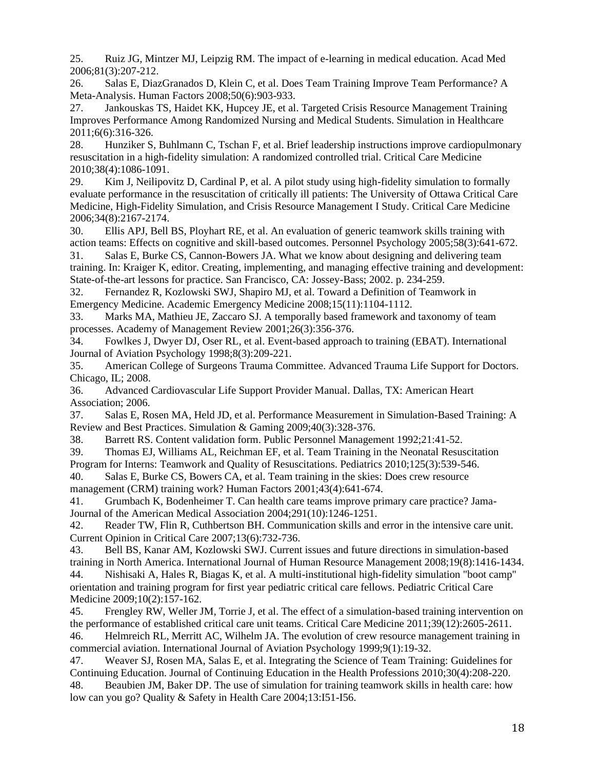25. Ruiz JG, Mintzer MJ, Leipzig RM. The impact of e-learning in medical education. Acad Med 2006;81(3):207-212.
26. Salas E, DiazGranados D, Klein C, et al. Does Team Training Improve Team Performance? A Meta-Analysis. Human Factors 2008;50(6):903-933.
27. Jankouskas TS, Haidet KK, Hupcey JE, et al. Targeted Crisis Resource Management Training Improves Performance Among Randomized Nursing and Medical Students. Simulation in Healthcare 2011;6(6):316-326.
28. Hunziker S, Buhlmann C, Tschan F, et al. Brief leadership instructions improve cardiopulmonary resuscitation in a high-fidelity simulation: A randomized controlled trial. Critical Care Medicine 2010;38(4):1086-1091.
29. Kim J, Neilipovitz D, Cardinal P, et al. A pilot study using high-fidelity simulation to formally evaluate performance in the resuscitation of critically ill patients: The University of Ottawa Critical Care Medicine, High-Fidelity Simulation, and Crisis Resource Management I Study. Critical Care Medicine 2006;34(8):2167-2174.
30. Ellis APJ, Bell BS, Ployhart RE, et al. An evaluation of generic teamwork skills training with action teams: Effects on cognitive and skill-based outcomes. Personnel Psychology 2005;58(3):641-672.
31. Salas E, Burke CS, Cannon-Bowers JA. What we know about designing and delivering team training. In: Kraiger K, editor. Creating, implementing, and managing effective training and development: State-of-the-art lessons for practice. San Francisco, CA: Jossey-Bass; 2002. p. 234-259.
32. Fernandez R, Kozlowski SWJ, Shapiro MJ, et al. Toward a Definition of Teamwork in Emergency Medicine. Academic Emergency Medicine 2008;15(11):1104-1112.
33. Marks MA, Mathieu JE, Zaccaro SJ. A temporally based framework and taxonomy of team processes. Academy of Management Review 2001;26(3):356-376.
34. Fowlkes J, Dwyer DJ, Oser RL, et al. Event-based approach to training (EBAT). International Journal of Aviation Psychology 1998;8(3):209-221.
35. American College of Surgeons Trauma Committee. Advanced Trauma Life Support for Doctors. Chicago, IL; 2008.
36. Advanced Cardiovascular Life Support Provider Manual. Dallas, TX: American Heart Association; 2006.
37. Salas E, Rosen MA, Held JD, et al. Performance Measurement in Simulation-Based Training: A Review and Best Practices. Simulation & Gaming 2009;40(3):328-376.
38. Barrett RS. Content validation form. Public Personnel Management 1992;21:41-52.
39. Thomas EJ, Williams AL, Reichman EF, et al. Team Training in the Neonatal Resuscitation Program for Interns: Teamwork and Quality of Resuscitations. Pediatrics 2010;125(3):539-546.
40. Salas E, Burke CS, Bowers CA, et al. Team training in the skies: Does crew resource management (CRM) training work? Human Factors 2001;43(4):641-674.
41. Grumbach K, Bodenheimer T. Can health care teams improve primary care practice? Jama-Journal of the American Medical Association 2004;291(10):1246-1251.
42. Reader TW, Flin R, Cuthbertson BH. Communication skills and error in the intensive care unit. Current Opinion in Critical Care 2007;13(6):732-736.
43. Bell BS, Kanar AM, Kozlowski SWJ. Current issues and future directions in simulation-based training in North America. International Journal of Human Resource Management 2008;19(8):1416-1434.
44. Nishisaki A, Hales R, Biagas K, et al. A multi-institutional high-fidelity simulation "boot camp" orientation and training program for first year pediatric critical care fellows. Pediatric Critical Care Medicine 2009;10(2):157-162.
45. Frengley RW, Weller JM, Torrie J, et al. The effect of a simulation-based training intervention on the performance of established critical care unit teams. Critical Care Medicine 2011;39(12):2605-2611.
46. Helmreich RL, Merritt AC, Wilhelm JA. The evolution of crew resource management training in commercial aviation. International Journal of Aviation Psychology 1999;9(1):19-32.
47. Weaver SJ, Rosen MA, Salas E, et al. Integrating the Science of Team Training: Guidelines for Continuing Education. Journal of Continuing Education in the Health Professions 2010;30(4):208-220.
48. Beaubien JM, Baker DP. The use of simulation for training teamwork skills in health care: how low can you go? Quality & Safety in Health Care 2004;13:I51-I56.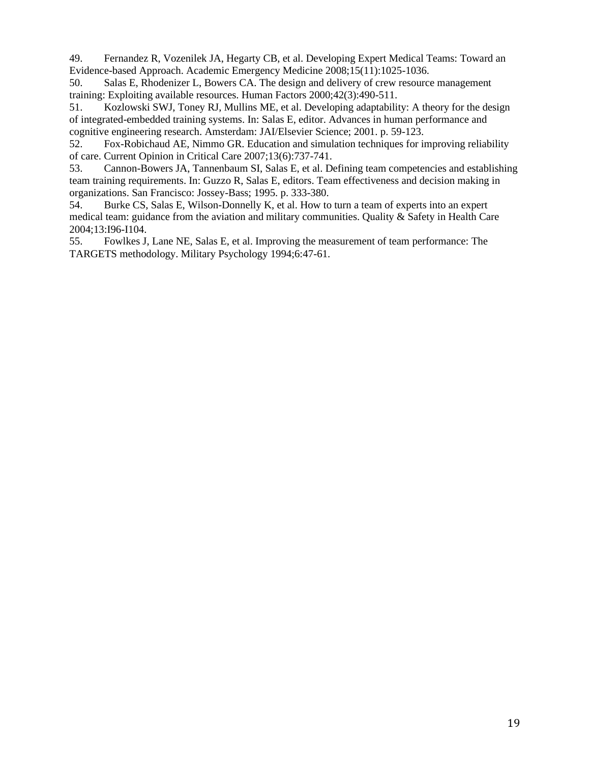49. Fernandez R, Vozenilek JA, Hegarty CB, et al. Developing Expert Medical Teams: Toward an Evidence-based Approach. Academic Emergency Medicine 2008;15(11):1025-1036.
50. Salas E, Rhodenizer L, Bowers CA. The design and delivery of crew resource management training: Exploiting available resources. Human Factors 2000;42(3):490-511.
51. Kozlowski SWJ, Toney RJ, Mullins ME, et al. Developing adaptability: A theory for the design of integrated-embedded training systems. In: Salas E, editor. Advances in human performance and cognitive engineering research. Amsterdam: JAI/Elsevier Science; 2001. p. 59-123.
52. Fox-Robichaud AE, Nimmo GR. Education and simulation techniques for improving reliability of care. Current Opinion in Critical Care 2007;13(6):737-741.
53. Cannon-Bowers JA, Tannenbaum SI, Salas E, et al. Defining team competencies and establishing team training requirements. In: Guzzo R, Salas E, editors. Team effectiveness and decision making in organizations. San Francisco: Jossey-Bass; 1995. p. 333-380.
54. Burke CS, Salas E, Wilson-Donnelly K, et al. How to turn a team of experts into an expert medical team: guidance from the aviation and military communities. Quality & Safety in Health Care 2004;13:I96-I104.
55. Fowlkes J, Lane NE, Salas E, et al. Improving the measurement of team performance: The TARGETS methodology. Military Psychology 1994;6:47-61.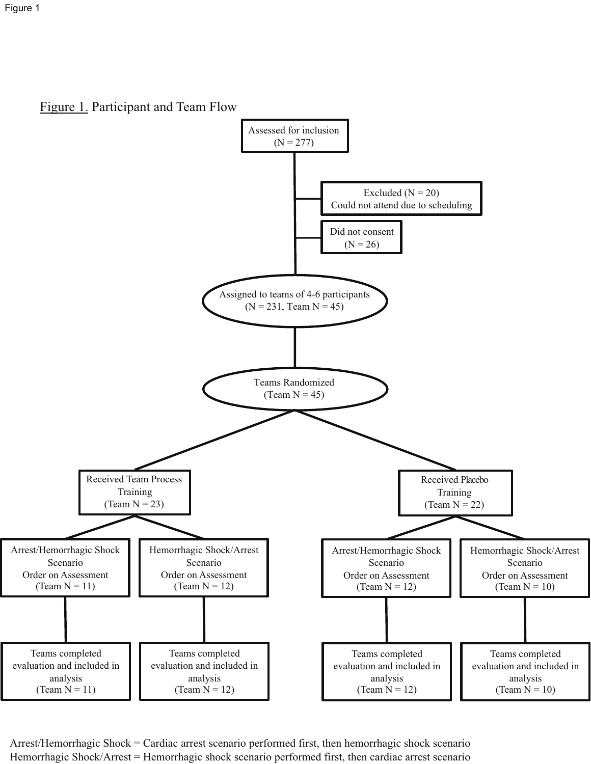Figure 1

Figure 1. Participant and Team Flow

Assessed for inclusion
(N = 277)

Excluded (N = 20)
Could not attend due to scheduling

Did not consent
(N = 26)

Assigned to teams of 4-6 participants
(N = 231, Team N = 45)

Teams Randomized
(Team N = 45)

Received Team Process Training
(Team N = 23)

Received Placebo Training
(Team N = 22)

Arrest/Hemorrhagic Shock Scenario Order on Assessment
(Team N = 11)

Hemorrhagic Shock/Arrest Scenario Order on Assessment
(Team N = 12)

Arrest/Hemorrhagic Shock Scenario Order on Assessment
(Team N = 12)

Hemorrhagic Shock/Arrest Scenario Order on Assessment
(Team N = 10)

Teams completed evaluation and included in analysis
(Team N = 11)

Teams completed evaluation and included in analysis
(Team N = 12)

Teams completed evaluation and included in analysis
(Team N = 12)

Teams completed evaluation and included in analysis
(Team N = 10)

Arrest/Hemorrhagic Shock = Cardiac arrest scenario performed first, then hemorrhagic shock scenario
Hemorrhagic Shock/Arrest = Hemorrhagic shock scenario performed first, then cardiac arrest scenario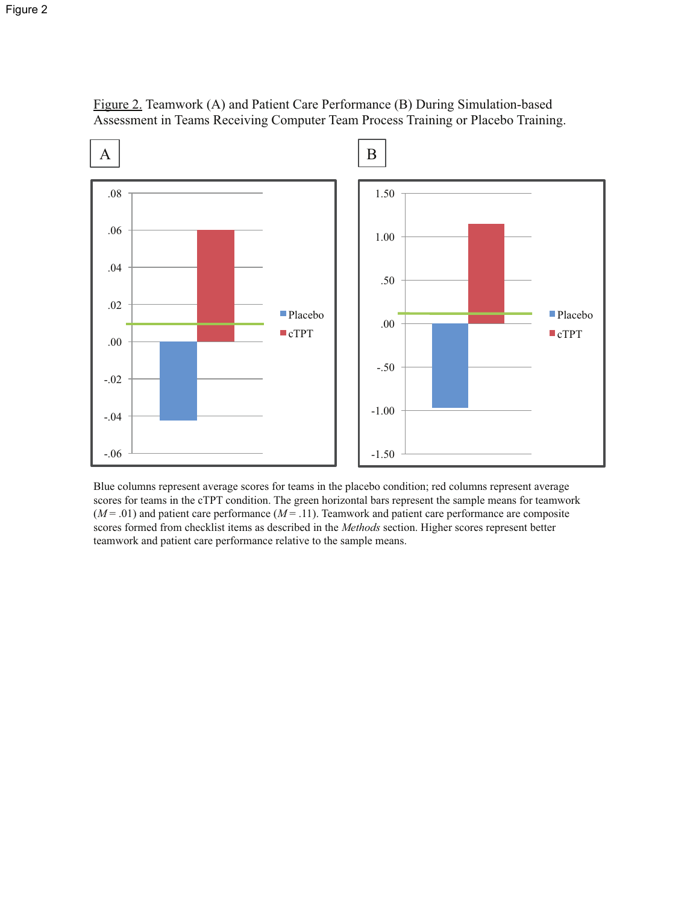Figure 2

Figure 2. Teamwork (A) and Patient Care Performance (B) During Simulation-based Assessment in Teams Receiving Computer Team Process Training or Placebo Training.

Blue columns represent average scores for teams in the placebo condition; red columns represent average scores for teams in the cTPT condition. The green horizontal bars represent the sample means for teamwork ($M = .01$) and patient care performance ($M = .11$). Teamwork and patient care performance are composite scores formed from checklist items as described in the *Methods* section. Higher scores represent better teamwork and patient care performance relative to the sample means.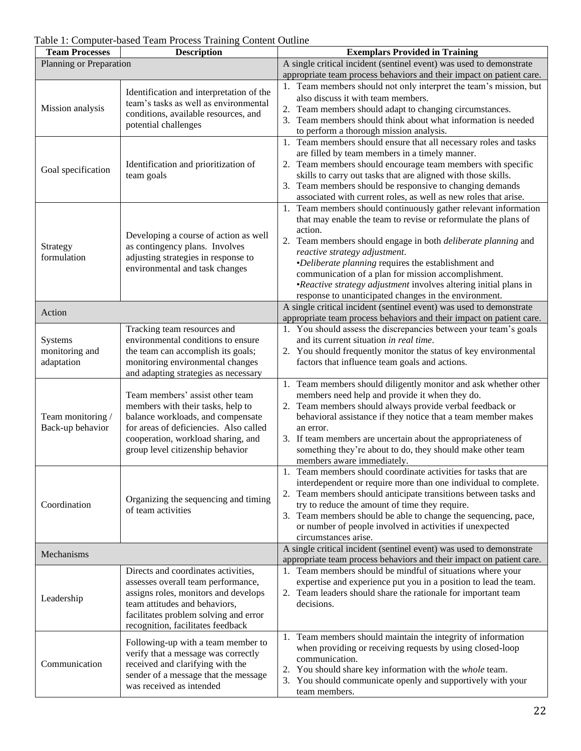Table 1: Computer-based Team Process Training Content Outline

| Team Processes | Description | Exemplars Provided in Training |
|---|---|---|
| Planning or Preparation | | A single critical incident (sentinel event) was used to demonstrate appropriate team process behaviors and their impact on patient care. |
| Mission analysis | Identification and interpretation of the team's tasks as well as environmental conditions, available resources, and potential challenges | 1. Team members should not only interpret the team's mission, but also discuss it with team members.<br>2. Team members should adapt to changing circumstances.<br>3. Team members should think about what information is needed to perform a thorough mission analysis. |
| Goal specification | Identification and prioritization of team goals | 1. Team members should ensure that all necessary roles and tasks are filled by team members in a timely manner.<br>2. Team members should encourage team members with specific skills to carry out tasks that are aligned with those skills.<br>3. Team members should be responsive to changing demands associated with current roles, as well as new roles that arise. |
| Strategy formulation | Developing a course of action as well as contingency plans. Involves adjusting strategies in response to environmental and task changes | 1. Team members should continuously gather relevant information that may enable the team to revise or reformulate the plans of action.<br>2. Team members should engage in both *deliberate planning* and *reactive strategy adjustment*.<br>•*Deliberate planning* requires the establishment and communication of a plan for mission accomplishment.<br>•*Reactive strategy adjustment* involves altering initial plans in response to unanticipated changes in the environment. |
| Action | | A single critical incident (sentinel event) was used to demonstrate appropriate team process behaviors and their impact on patient care. |
| Systems monitoring and adaptation | Tracking team resources and environmental conditions to ensure the team can accomplish its goals; monitoring environmental changes and adapting strategies as necessary | 1. You should assess the discrepancies between your team's goals and its current situation *in real time*.<br>2. You should frequently monitor the status of key environmental factors that influence team goals and actions. |
| Team monitoring / Back-up behavior | Team members' assist other team members with their tasks, help to balance workloads, and compensate for areas of deficiencies. Also called cooperation, workload sharing, and group level citizenship behavior | 1. Team members should diligently monitor and ask whether other members need help and provide it when they do.<br>2. Team members should always provide verbal feedback or behavioral assistance if they notice that a team member makes an error.<br>3. If team members are uncertain about the appropriateness of something they're about to do, they should make other team members aware immediately. |
| Coordination | Organizing the sequencing and timing of team activities | 1. Team members should coordinate activities for tasks that are interdependent or require more than one individual to complete.<br>2. Team members should anticipate transitions between tasks and try to reduce the amount of time they require.<br>3. Team members should be able to change the sequencing, pace, or number of people involved in activities if unexpected circumstances arise. |
| Mechanisms | | A single critical incident (sentinel event) was used to demonstrate appropriate team process behaviors and their impact on patient care. |
| Leadership | Directs and coordinates activities, assesses overall team performance, assigns roles, monitors and develops team attitudes and behaviors, facilitates problem solving and error recognition, facilitates feedback | 1. Team members should be mindful of situations where your expertise and experience put you in a position to lead the team.<br>2. Team leaders should share the rationale for important team decisions. |
| Communication | Following-up with a team member to verify that a message was correctly received and clarifying with the sender of a message that the message was received as intended | 1. Team members should maintain the integrity of information when providing or receiving requests by using closed-loop communication.<br>2. You should share key information with the *whole* team.<br>3. You should communicate openly and supportively with your team members. |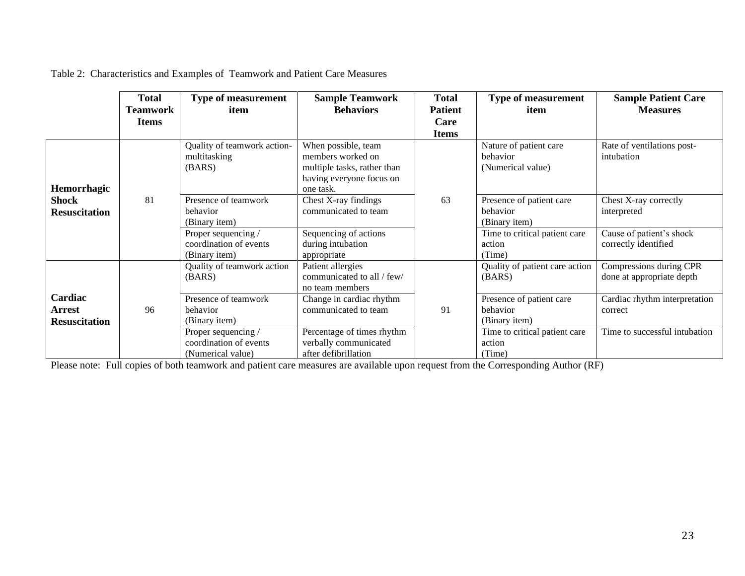Table 2: Characteristics and Examples of Teamwork and Patient Care Measures

| | Total Teamwork Items | Type of measurement item | Sample Teamwork Behaviors | Total Patient Care Items | Type of measurement item | Sample Patient Care Measures |
|---|---|---|---|---|---|---|
| **Hemorrhagic Shock Resuscitation** | 81 | Quality of teamwork action-multitasking (BARS) | When possible, team members worked on multiple tasks, rather than having everyone focus on one task. | 63 | Nature of patient care behavior (Numerical value) | Rate of ventilations post-intubation |
| | | Presence of teamwork behavior (Binary item) | Chest X-ray findings communicated to team | | Presence of patient care behavior (Binary item) | Chest X-ray correctly interpreted |
| | | Proper sequencing / coordination of events (Binary item) | Sequencing of actions during intubation appropriate | | Time to critical patient care action (Time) | Cause of patient's shock correctly identified |
| **Cardiac Arrest Resuscitation** | 96 | Quality of teamwork action (BARS) | Patient allergies communicated to all / few/ no team members | 91 | Quality of patient care action (BARS) | Compressions during CPR done at appropriate depth |
| | | Presence of teamwork behavior (Binary item) | Change in cardiac rhythm communicated to team | | Presence of patient care behavior (Binary item) | Cardiac rhythm interpretation correct |
| | | Proper sequencing / coordination of events (Numerical value) | Percentage of times rhythm verbally communicated after defibrillation | | Time to critical patient care action (Time) | Time to successful intubation |

Please note: Full copies of both teamwork and patient care measures are available upon request from the Corresponding Author (RF)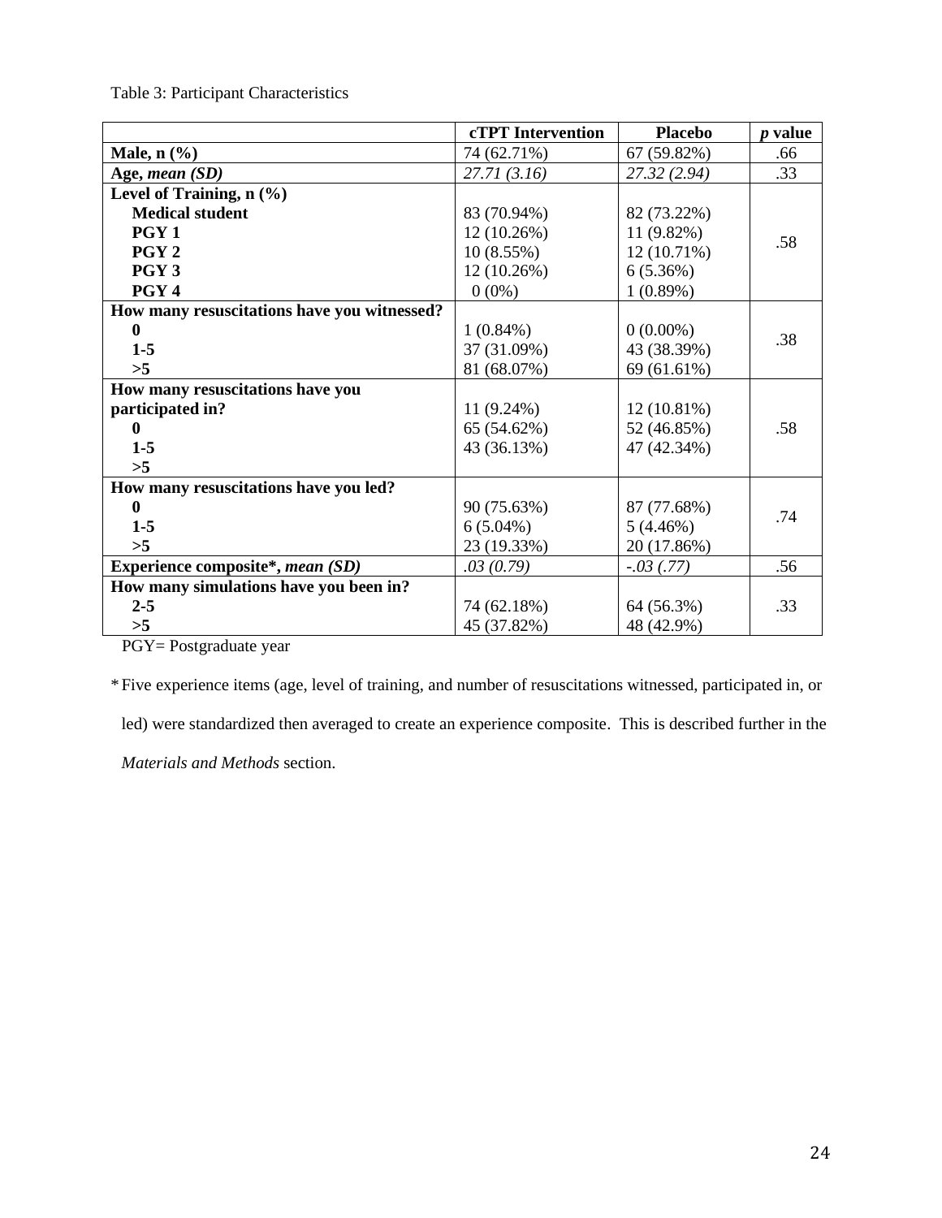Table 3: Participant Characteristics

| | cTPT Intervention | Placebo | *p* value |
|---|---|---|---|
| **Male, n (%)** | 74 (62.71%) | 67 (59.82%) | .66 |
| **Age, *mean (SD)*** | *27.71 (3.16)* | *27.32 (2.94)* | .33 |
| **Level of Training, n (%)** | | | .58 |
| **Medical student** | 83 (70.94%) | 82 (73.22%) | |
| **PGY 1** | 12 (10.26%) | 11 (9.82%) | |
| **PGY 2** | 10 (8.55%) | 12 (10.71%) | |
| **PGY 3** | 12 (10.26%) | 6 (5.36%) | |
| **PGY 4** | 0 (0%) | 1 (0.89%) | |
| **How many resuscitations have you witnessed?** | | | .38 |
| **0** | 1 (0.84%) | 0 (0.00%) | |
| **1-5** | 37 (31.09%) | 43 (38.39%) | |
| **>5** | 81 (68.07%) | 69 (61.61%) | |
| **How many resuscitations have you participated in?** | | | .58 |
| **0** | 11 (9.24%) | 12 (10.81%) | |
| **1-5** | 65 (54.62%) | 52 (46.85%) | |
| **>5** | 43 (36.13%) | 47 (42.34%) | |
| **How many resuscitations have you led?** | | | .74 |
| **0** | 90 (75.63%) | 87 (77.68%) | |
| **1-5** | 6 (5.04%) | 5 (4.46%) | |
| **>5** | 23 (19.33%) | 20 (17.86%) | |
| **Experience composite*, *mean (SD)*** | *.03 (0.79)* | *-.03 (.77)* | .56 |
| **How many simulations have you been in?** | | | .33 |
| **2-5** | 74 (62.18%) | 64 (56.3%) | |
| **>5** | 45 (37.82%) | 48 (42.9%) | |

PGY= Postgraduate year

* Five experience items (age, level of training, and number of resuscitations witnessed, participated in, or led) were standardized then averaged to create an experience composite. This is described further in the *Materials and Methods* section.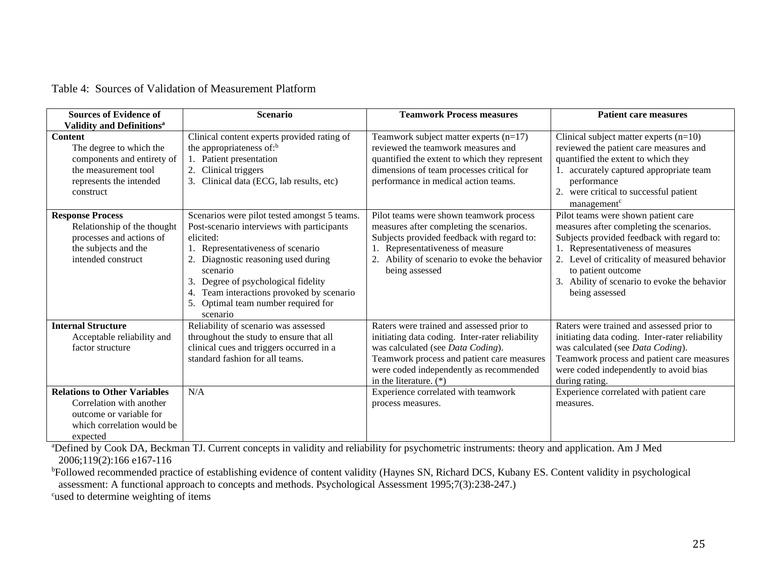Table 4: Sources of Validation of Measurement Platform

| Sources of Evidence of Validity and Definitions[a] | Scenario | Teamwork Process measures | Patient care measures |
|---|---|---|---|
| **Content**<br>The degree to which the components and entirety of the measurement tool represents the intended construct | Clinical content experts provided rating of the appropriateness of:[b]<br>1. Patient presentation<br>2. Clinical triggers<br>3. Clinical data (ECG, lab results, etc) | Teamwork subject matter experts (n=17) reviewed the teamwork measures and quantified the extent to which they represent dimensions of team processes critical for performance in medical action teams. | Clinical subject matter experts (n=10) reviewed the patient care measures and quantified the extent to which they<br>1. accurately captured appropriate team performance<br>2. were critical to successful patient management[c] |
| **Response Process**<br>Relationship of the thought processes and actions of the subjects and the intended construct | Scenarios were pilot tested amongst 5 teams. Post-scenario interviews with participants elicited:<br>1. Representativeness of scenario<br>2. Diagnostic reasoning used during scenario<br>3. Degree of psychological fidelity<br>4. Team interactions provoked by scenario<br>5. Optimal team number required for scenario | Pilot teams were shown teamwork process measures after completing the scenarios. Subjects provided feedback with regard to:<br>1. Representativeness of measure<br>2. Ability of scenario to evoke the behavior being assessed | Pilot teams were shown patient care measures after completing the scenarios. Subjects provided feedback with regard to:<br>1. Representativeness of measures<br>2. Level of criticality of measured behavior to patient outcome<br>3. Ability of scenario to evoke the behavior being assessed |
| **Internal Structure**<br>Acceptable reliability and factor structure | Reliability of scenario was assessed throughout the study to ensure that all clinical cues and triggers occurred in a standard fashion for all teams. | Raters were trained and assessed prior to initiating data coding. Inter-rater reliability was calculated (see *Data Coding*). Teamwork process and patient care measures were coded independently as recommended in the literature. (*) | Raters were trained and assessed prior to initiating data coding. Inter-rater reliability was calculated (see *Data Coding*). Teamwork process and patient care measures were coded independently to avoid bias during rating. |
| **Relations to Other Variables**<br>Correlation with another outcome or variable for which correlation would be expected | N/A | Experience correlated with teamwork process measures. | Experience correlated with patient care measures. |

[a]Defined by Cook DA, Beckman TJ. Current concepts in validity and reliability for psychometric instruments: theory and application. Am J Med 2006;119(2):166 e167-116

[b]Followed recommended practice of establishing evidence of content validity (Haynes SN, Richard DCS, Kubany ES. Content validity in psychological assessment: A functional approach to concepts and methods. Psychological Assessment 1995;7(3):238-247.)

[c]used to determine weighting of items